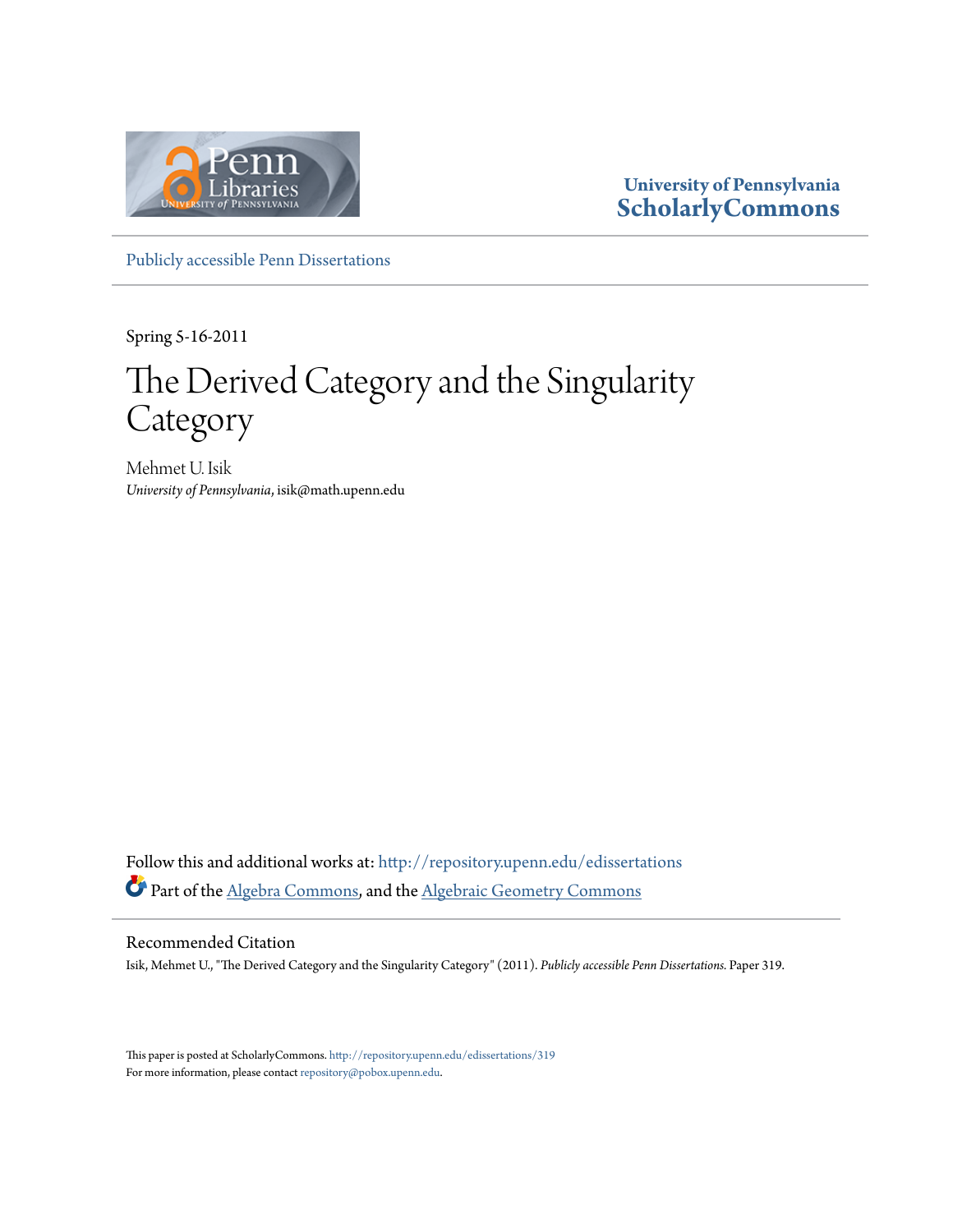University of Pennsylvania
**ScholarlyCommons**

Publicly accessible Penn Dissertations

Spring 5-16-2011

# The Derived Category and the Singularity Category

Mehmet U. Isik
*University of Pennsylvania*, isik@math.upenn.edu

Follow this and additional works at: http://repository.upenn.edu/edissertations

Part of the Algebra Commons, and the Algebraic Geometry Commons

## Recommended Citation

Isik, Mehmet U., "The Derived Category and the Singularity Category" (2011). *Publicly accessible Penn Dissertations.* Paper 319.

This paper is posted at ScholarlyCommons. http://repository.upenn.edu/edissertations/319
For more information, please contact repository@pobox.upenn.edu.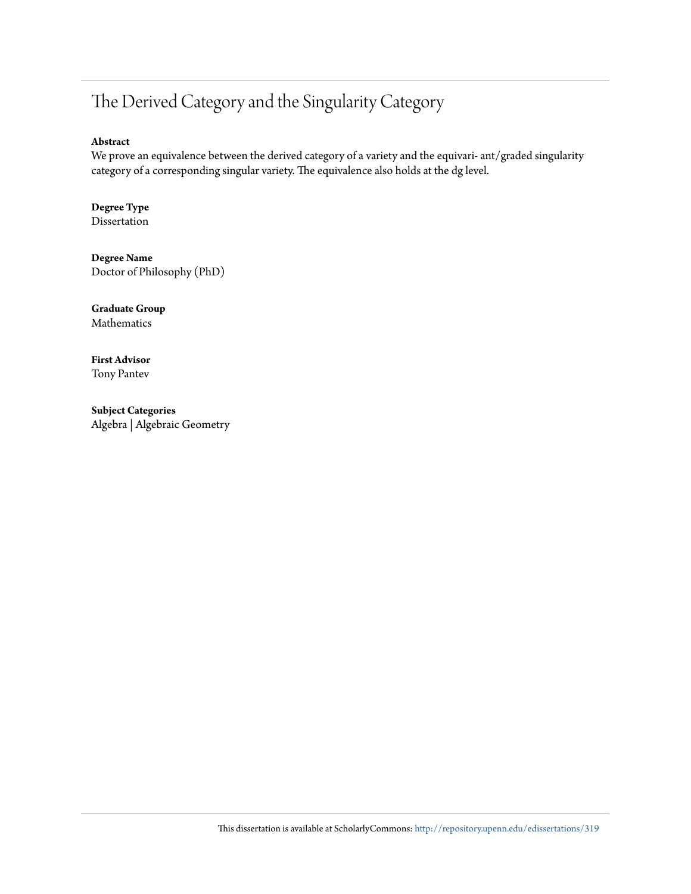# The Derived Category and the Singularity Category

**Abstract**

We prove an equivalence between the derived category of a variety and the equivari- ant/graded singularity category of a corresponding singular variety. The equivalence also holds at the dg level.

**Degree Type**

Dissertation

**Degree Name**

Doctor of Philosophy (PhD)

**Graduate Group**

Mathematics

**First Advisor**

Tony Pantev

**Subject Categories**

Algebra | Algebraic Geometry

This dissertation is available at ScholarlyCommons: http://repository.upenn.edu/edissertations/319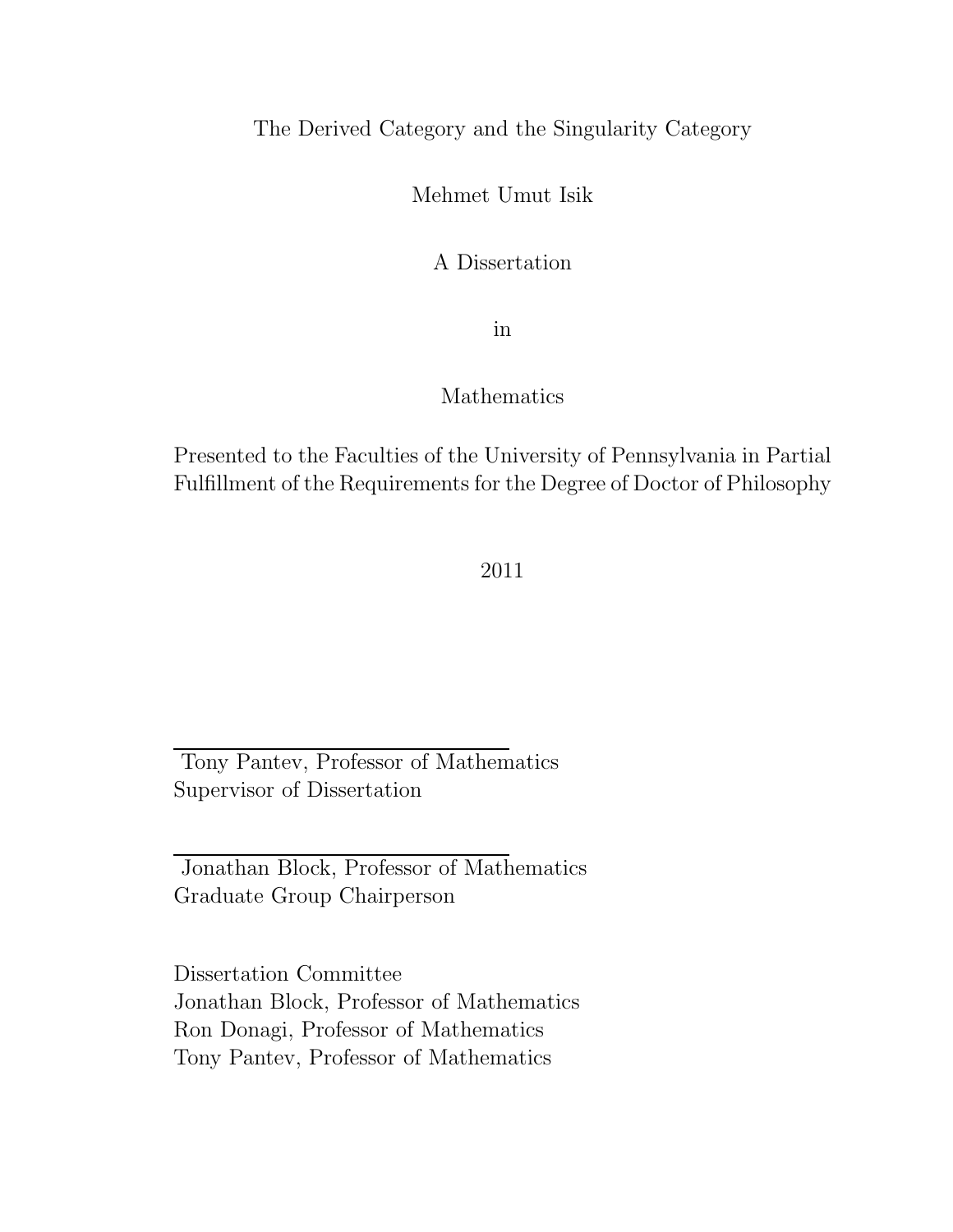The Derived Category and the Singularity Category

Mehmet Umut Isik

A Dissertation

in

Mathematics

Presented to the Faculties of the University of Pennsylvania in Partial Fulfillment of the Requirements for the Degree of Doctor of Philosophy

2011

---

Tony Pantev, Professor of Mathematics
Supervisor of Dissertation

---

Jonathan Block, Professor of Mathematics
Graduate Group Chairperson

Dissertation Committee
Jonathan Block, Professor of Mathematics
Ron Donagi, Professor of Mathematics
Tony Pantev, Professor of Mathematics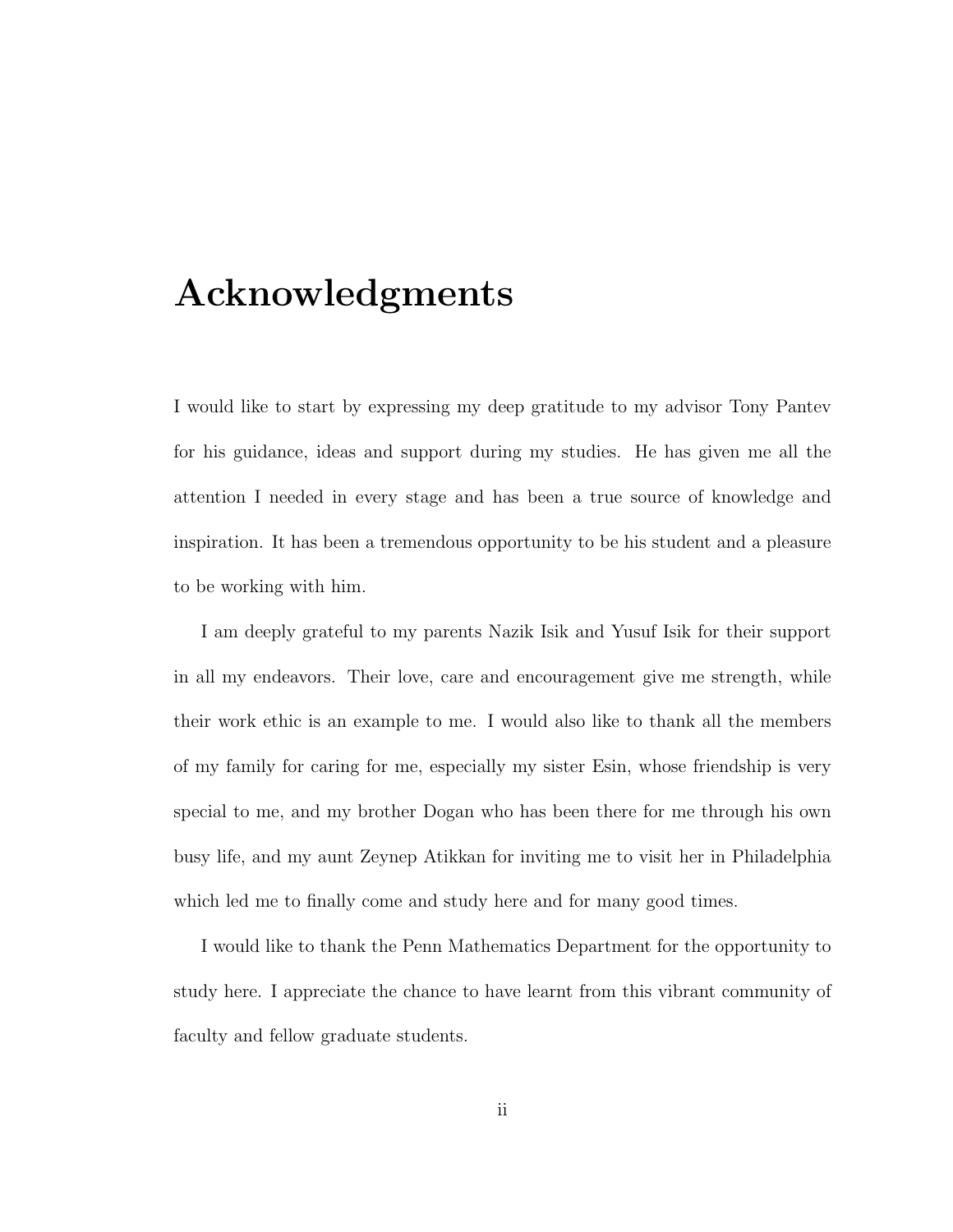# Acknowledgments

I would like to start by expressing my deep gratitude to my advisor Tony Pantev for his guidance, ideas and support during my studies. He has given me all the attention I needed in every stage and has been a true source of knowledge and inspiration. It has been a tremendous opportunity to be his student and a pleasure to be working with him.

I am deeply grateful to my parents Nazik Isik and Yusuf Isik for their support in all my endeavors. Their love, care and encouragement give me strength, while their work ethic is an example to me. I would also like to thank all the members of my family for caring for me, especially my sister Esin, whose friendship is very special to me, and my brother Dogan who has been there for me through his own busy life, and my aunt Zeynep Atikkan for inviting me to visit her in Philadelphia which led me to finally come and study here and for many good times.

I would like to thank the Penn Mathematics Department for the opportunity to study here. I appreciate the chance to have learnt from this vibrant community of faculty and fellow graduate students.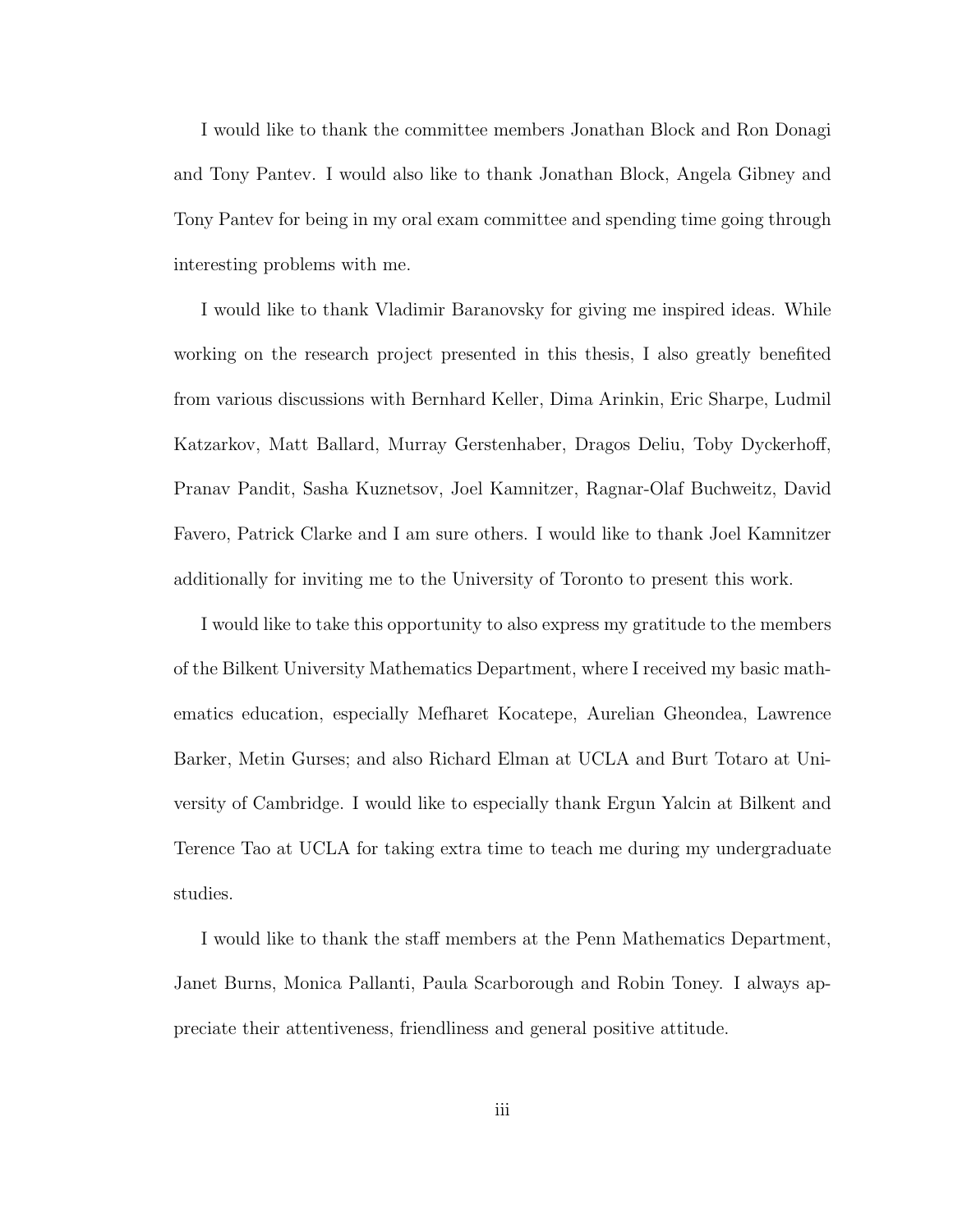I would like to thank the committee members Jonathan Block and Ron Donagi and Tony Pantev. I would also like to thank Jonathan Block, Angela Gibney and Tony Pantev for being in my oral exam committee and spending time going through interesting problems with me.

I would like to thank Vladimir Baranovsky for giving me inspired ideas. While working on the research project presented in this thesis, I also greatly benefited from various discussions with Bernhard Keller, Dima Arinkin, Eric Sharpe, Ludmil Katzarkov, Matt Ballard, Murray Gerstenhaber, Dragos Deliu, Toby Dyckerhoff, Pranav Pandit, Sasha Kuznetsov, Joel Kamnitzer, Ragnar-Olaf Buchweitz, David Favero, Patrick Clarke and I am sure others. I would like to thank Joel Kamnitzer additionally for inviting me to the University of Toronto to present this work.

I would like to take this opportunity to also express my gratitude to the members of the Bilkent University Mathematics Department, where I received my basic mathematics education, especially Mefharet Kocatepe, Aurelian Gheondea, Lawrence Barker, Metin Gurses; and also Richard Elman at UCLA and Burt Totaro at University of Cambridge. I would like to especially thank Ergun Yalcin at Bilkent and Terence Tao at UCLA for taking extra time to teach me during my undergraduate studies.

I would like to thank the staff members at the Penn Mathematics Department, Janet Burns, Monica Pallanti, Paula Scarborough and Robin Toney. I always appreciate their attentiveness, friendliness and general positive attitude.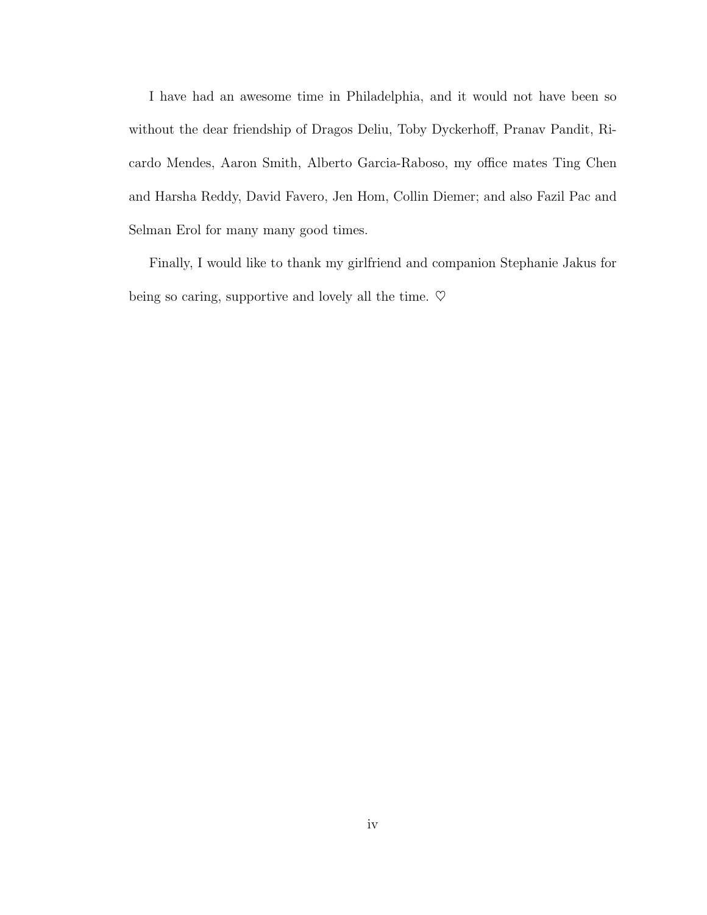I have had an awesome time in Philadelphia, and it would not have been so without the dear friendship of Dragos Deliu, Toby Dyckerhoff, Pranav Pandit, Ricardo Mendes, Aaron Smith, Alberto Garcia-Raboso, my office mates Ting Chen and Harsha Reddy, David Favero, Jen Hom, Collin Diemer; and also Fazil Pac and Selman Erol for many many good times.

Finally, I would like to thank my girlfriend and companion Stephanie Jakus for being so caring, supportive and lovely all the time. ♡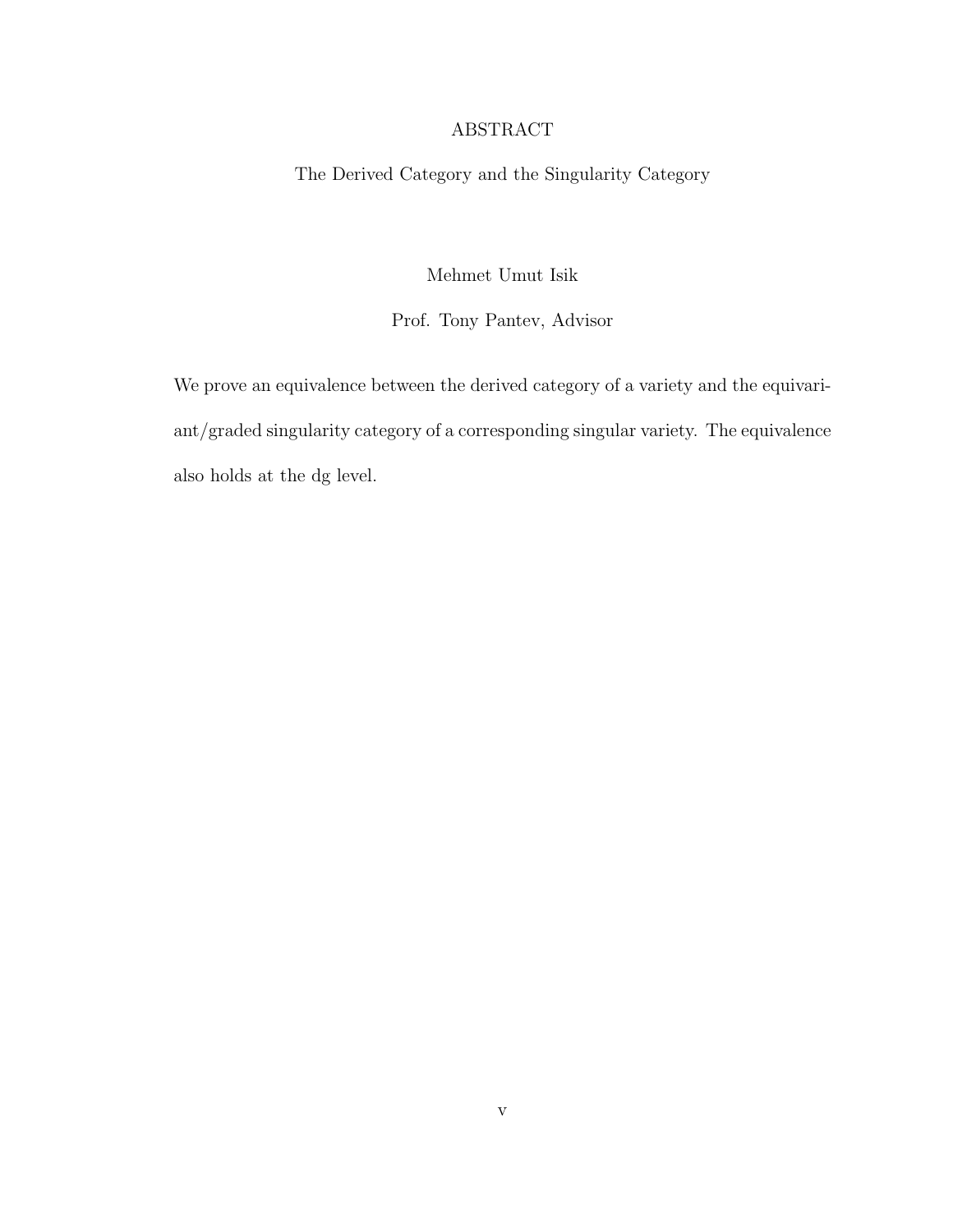# ABSTRACT

## The Derived Category and the Singularity Category

Mehmet Umut Isik

Prof. Tony Pantev, Advisor

We prove an equivalence between the derived category of a variety and the equivariant/graded singularity category of a corresponding singular variety. The equivalence also holds at the dg level.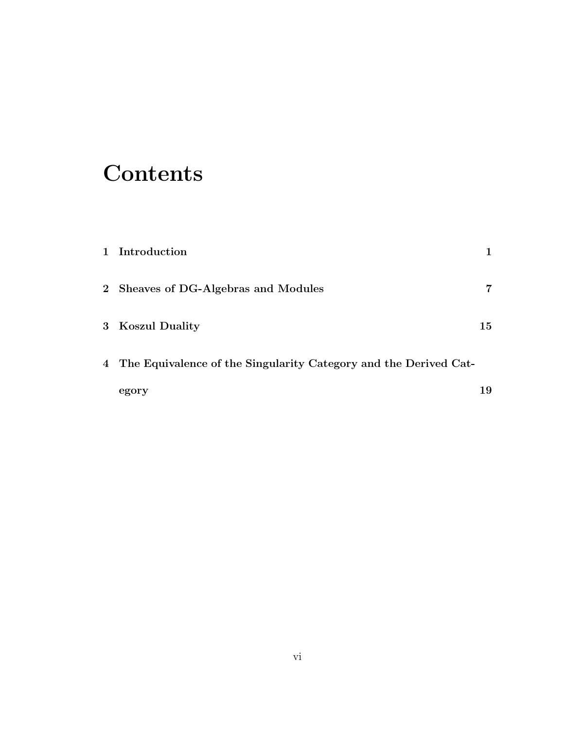# Contents

| | | |
|---|---|---|
| 1 | **Introduction** | **1** |
| 2 | **Sheaves of DG-Algebras and Modules** | **7** |
| 3 | **Koszul Duality** | **15** |
| 4 | **The Equivalence of the Singularity Category and the Derived Category** | **19** |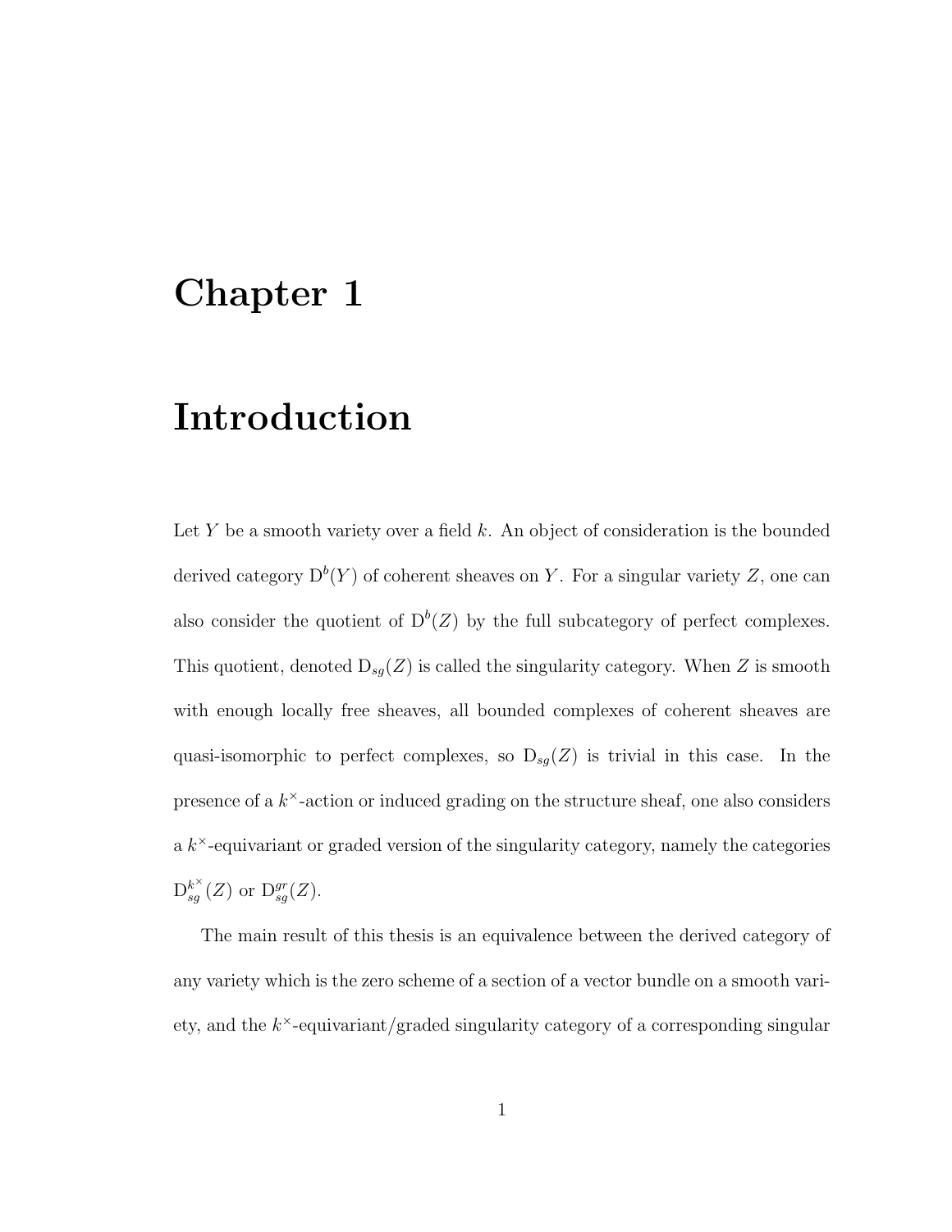# Chapter 1

# Introduction

Let $Y$ be a smooth variety over a field $k$. An object of consideration is the bounded derived category $\mathrm{D}^b(Y)$ of coherent sheaves on $Y$. For a singular variety $Z$, one can also consider the quotient of $\mathrm{D}^b(Z)$ by the full subcategory of perfect complexes. This quotient, denoted $\mathrm{D}_{sg}(Z)$ is called the singularity category. When $Z$ is smooth with enough locally free sheaves, all bounded complexes of coherent sheaves are quasi-isomorphic to perfect complexes, so $\mathrm{D}_{sg}(Z)$ is trivial in this case. In the presence of a $k^\times$-action or induced grading on the structure sheaf, one also considers a $k^\times$-equivariant or graded version of the singularity category, namely the categories $\mathrm{D}_{sg}^{k^\times}(Z)$ or $\mathrm{D}_{sg}^{gr}(Z)$.

The main result of this thesis is an equivalence between the derived category of any variety which is the zero scheme of a section of a vector bundle on a smooth variety, and the $k^\times$-equivariant/graded singularity category of a corresponding singular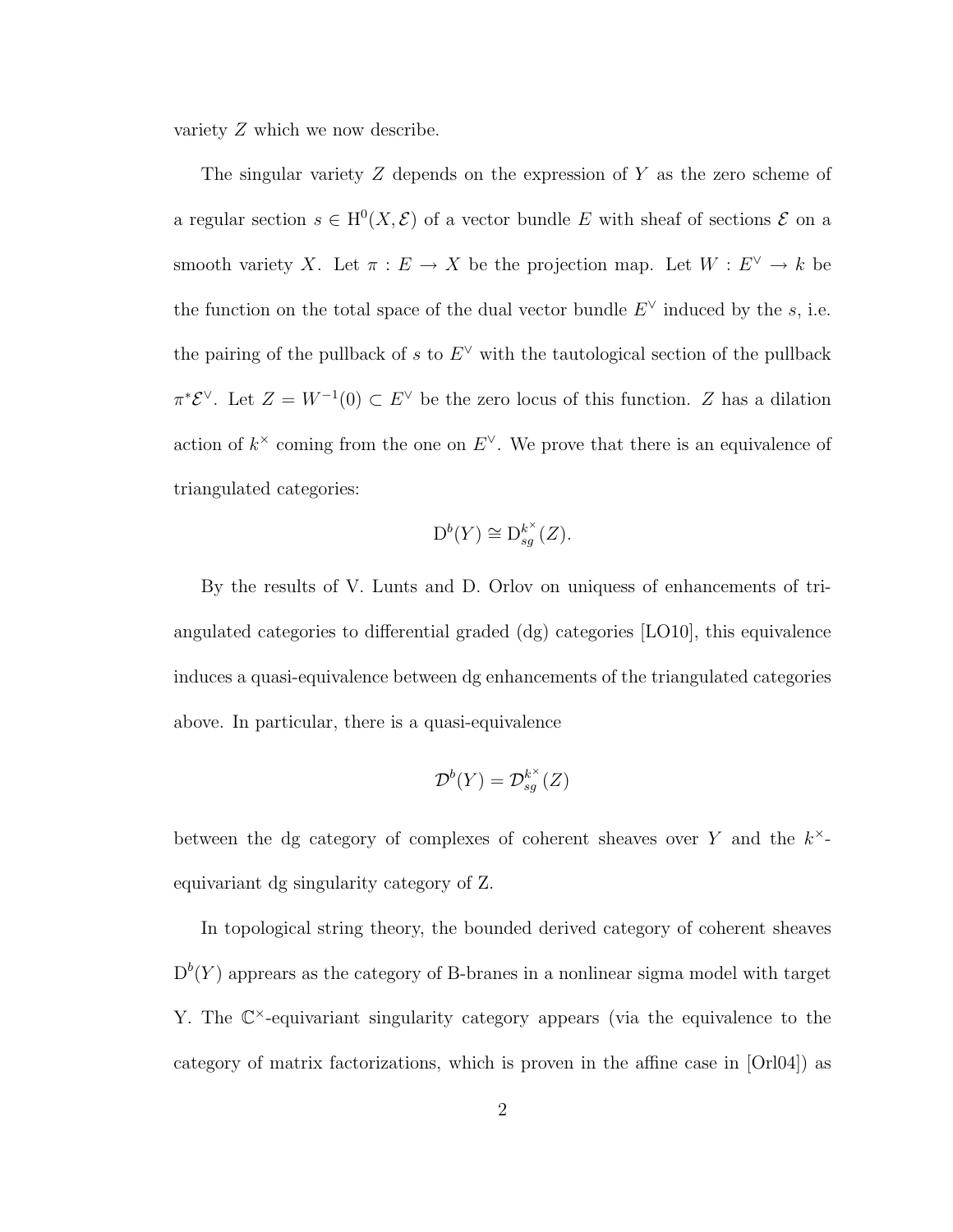variety $Z$ which we now describe.

The singular variety $Z$ depends on the expression of $Y$ as the zero scheme of a regular section $s \in \mathrm{H}^0(X, \mathcal{E})$ of a vector bundle $E$ with sheaf of sections $\mathcal{E}$ on a smooth variety $X$. Let $\pi : E \to X$ be the projection map. Let $W : E^\vee \to k$ be the function on the total space of the dual vector bundle $E^\vee$ induced by the $s$, i.e. the pairing of the pullback of $s$ to $E^\vee$ with the tautological section of the pullback $\pi^*\mathcal{E}^\vee$. Let $Z = W^{-1}(0) \subset E^\vee$ be the zero locus of this function. $Z$ has a dilation action of $k^\times$ coming from the one on $E^\vee$. We prove that there is an equivalence of triangulated categories:

$$\mathrm{D}^b(Y) \cong \mathrm{D}^{k^\times}_{sg}(Z).$$

By the results of V. Lunts and D. Orlov on uniquess of enhancements of triangulated categories to differential graded (dg) categories [LO10], this equivalence induces a quasi-equivalence between dg enhancements of the triangulated categories above. In particular, there is a quasi-equivalence

$$\mathcal{D}^b(Y) = \mathcal{D}^{k^\times}_{sg}(Z)$$

between the dg category of complexes of coherent sheaves over $Y$ and the $k^\times$-equivariant dg singularity category of Z.

In topological string theory, the bounded derived category of coherent sheaves $\mathrm{D}^b(Y)$ apprears as the category of B-branes in a nonlinear sigma model with target Y. The $\mathbb{C}^\times$-equivariant singularity category appears (via the equivalence to the category of matrix factorizations, which is proven in the affine case in [Orl04]) as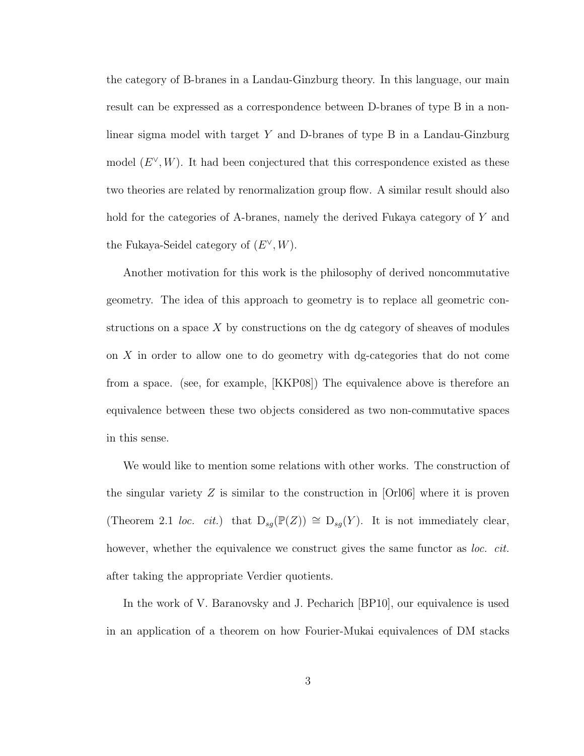the category of B-branes in a Landau-Ginzburg theory. In this language, our main result can be expressed as a correspondence between D-branes of type B in a non-linear sigma model with target $Y$ and D-branes of type B in a Landau-Ginzburg model $(E^\vee, W)$. It had been conjectured that this correspondence existed as these two theories are related by renormalization group flow. A similar result should also hold for the categories of A-branes, namely the derived Fukaya category of $Y$ and the Fukaya-Seidel category of $(E^\vee, W)$.

Another motivation for this work is the philosophy of derived noncommutative geometry. The idea of this approach to geometry is to replace all geometric constructions on a space $X$ by constructions on the dg category of sheaves of modules on $X$ in order to allow one to do geometry with dg-categories that do not come from a space. (see, for example, [KKP08]) The equivalence above is therefore an equivalence between these two objects considered as two non-commutative spaces in this sense.

We would like to mention some relations with other works. The construction of the singular variety $Z$ is similar to the construction in [Orl06] where it is proven (Theorem 2.1 *loc. cit.*) that $\mathrm{D}_{sg}(\mathbb{P}(Z)) \cong \mathrm{D}_{sg}(Y)$. It is not immediately clear, however, whether the equivalence we construct gives the same functor as *loc. cit.* after taking the appropriate Verdier quotients.

In the work of V. Baranovsky and J. Pecharich [BP10], our equivalence is used in an application of a theorem on how Fourier-Mukai equivalences of DM stacks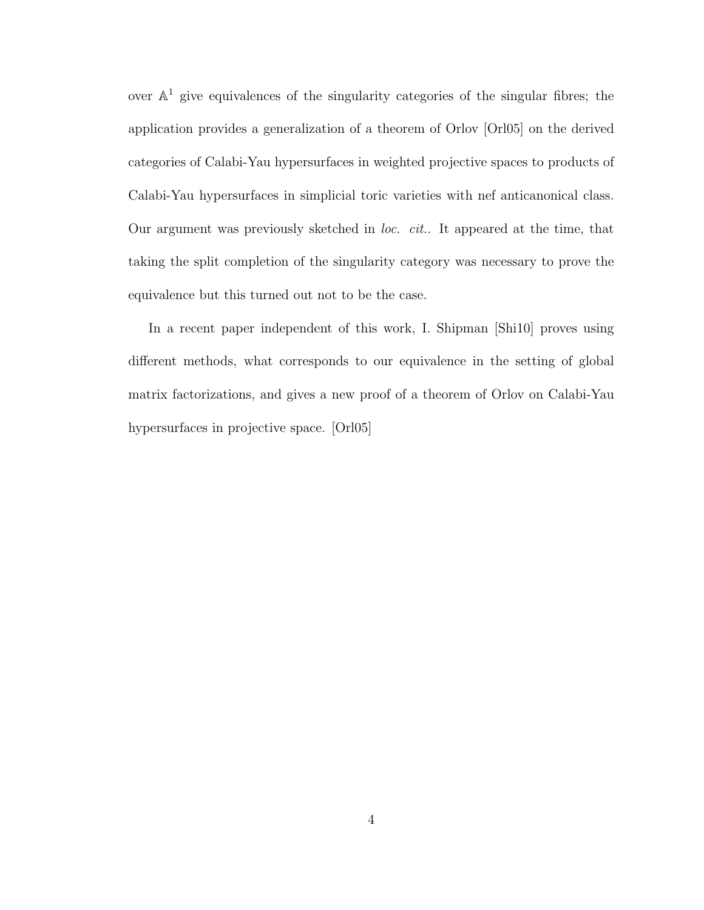over $\mathbb{A}^1$ give equivalences of the singularity categories of the singular fibres; the application provides a generalization of a theorem of Orlov [Orl05] on the derived categories of Calabi-Yau hypersurfaces in weighted projective spaces to products of Calabi-Yau hypersurfaces in simplicial toric varieties with nef anticanonical class. Our argument was previously sketched in *loc. cit.*. It appeared at the time, that taking the split completion of the singularity category was necessary to prove the equivalence but this turned out not to be the case.

In a recent paper independent of this work, I. Shipman [Shi10] proves using different methods, what corresponds to our equivalence in the setting of global matrix factorizations, and gives a new proof of a theorem of Orlov on Calabi-Yau hypersurfaces in projective space. [Orl05]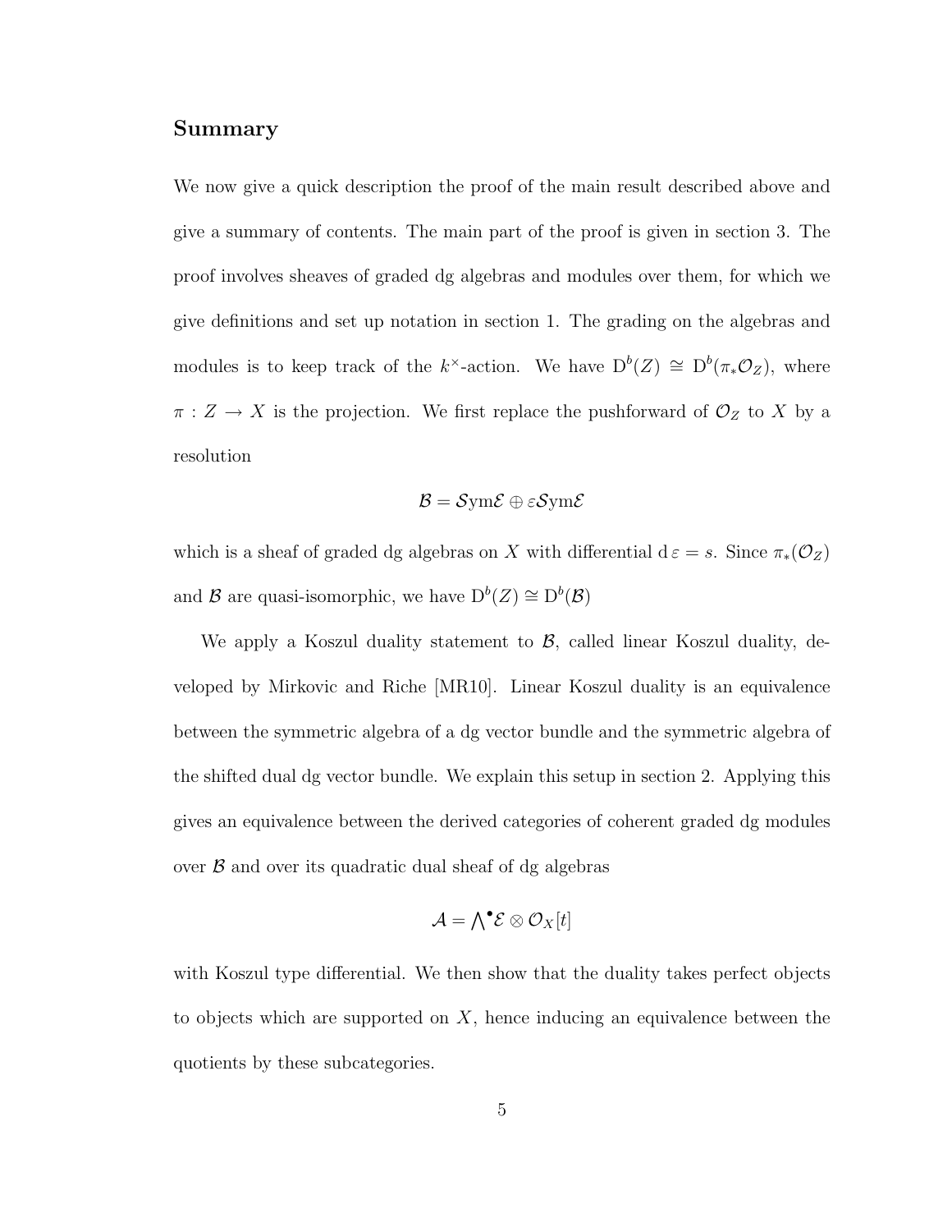## Summary

We now give a quick description the proof of the main result described above and give a summary of contents. The main part of the proof is given in section 3. The proof involves sheaves of graded dg algebras and modules over them, for which we give definitions and set up notation in section 1. The grading on the algebras and modules is to keep track of the $k^\times$-action. We have $\mathrm{D}^b(Z) \cong \mathrm{D}^b(\pi_*\mathcal{O}_Z)$, where $\pi : Z \to X$ is the projection. We first replace the pushforward of $\mathcal{O}_Z$ to $X$ by a resolution

$$\mathcal{B} = \mathcal{S}\mathrm{ym}\mathcal{E} \oplus \varepsilon\mathcal{S}\mathrm{ym}\mathcal{E}$$

which is a sheaf of graded dg algebras on $X$ with differential $\mathrm{d}\,\varepsilon = s$. Since $\pi_*(\mathcal{O}_Z)$ and $\mathcal{B}$ are quasi-isomorphic, we have $\mathrm{D}^b(Z) \cong \mathrm{D}^b(\mathcal{B})$

We apply a Koszul duality statement to $\mathcal{B}$, called linear Koszul duality, developed by Mirkovic and Riche [MR10]. Linear Koszul duality is an equivalence between the symmetric algebra of a dg vector bundle and the symmetric algebra of the shifted dual dg vector bundle. We explain this setup in section 2. Applying this gives an equivalence between the derived categories of coherent graded dg modules over $\mathcal{B}$ and over its quadratic dual sheaf of dg algebras

$$\mathcal{A} = \bigwedge\nolimits^{\bullet}\mathcal{E} \otimes \mathcal{O}_X[t]$$

with Koszul type differential. We then show that the duality takes perfect objects to objects which are supported on $X$, hence inducing an equivalence between the quotients by these subcategories.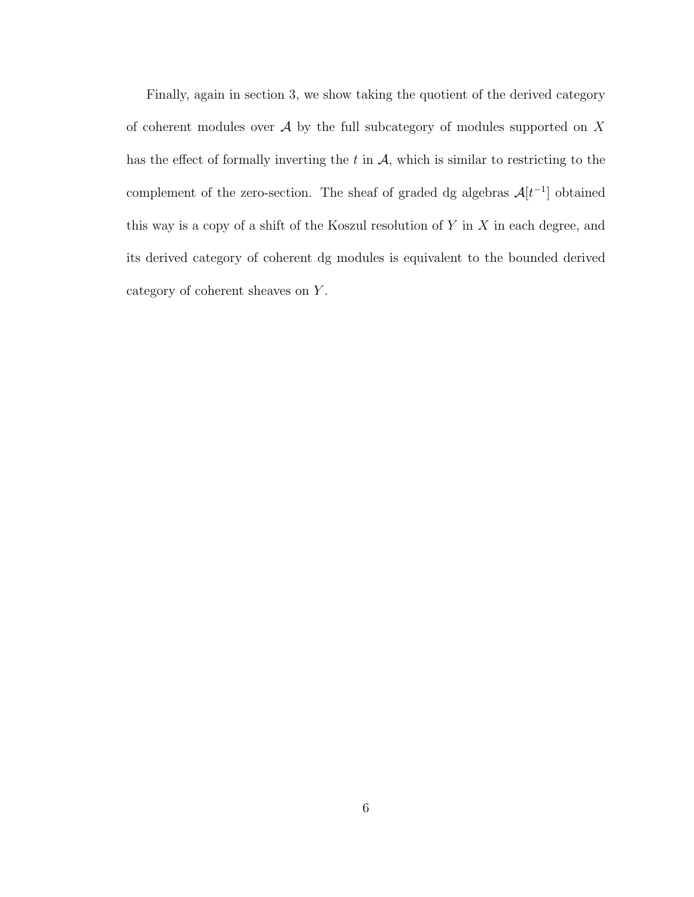Finally, again in section 3, we show taking the quotient of the derived category of coherent modules over $\mathcal{A}$ by the full subcategory of modules supported on $X$ has the effect of formally inverting the $t$ in $\mathcal{A}$, which is similar to restricting to the complement of the zero-section. The sheaf of graded dg algebras $\mathcal{A}[t^{-1}]$ obtained this way is a copy of a shift of the Koszul resolution of $Y$ in $X$ in each degree, and its derived category of coherent dg modules is equivalent to the bounded derived category of coherent sheaves on $Y$.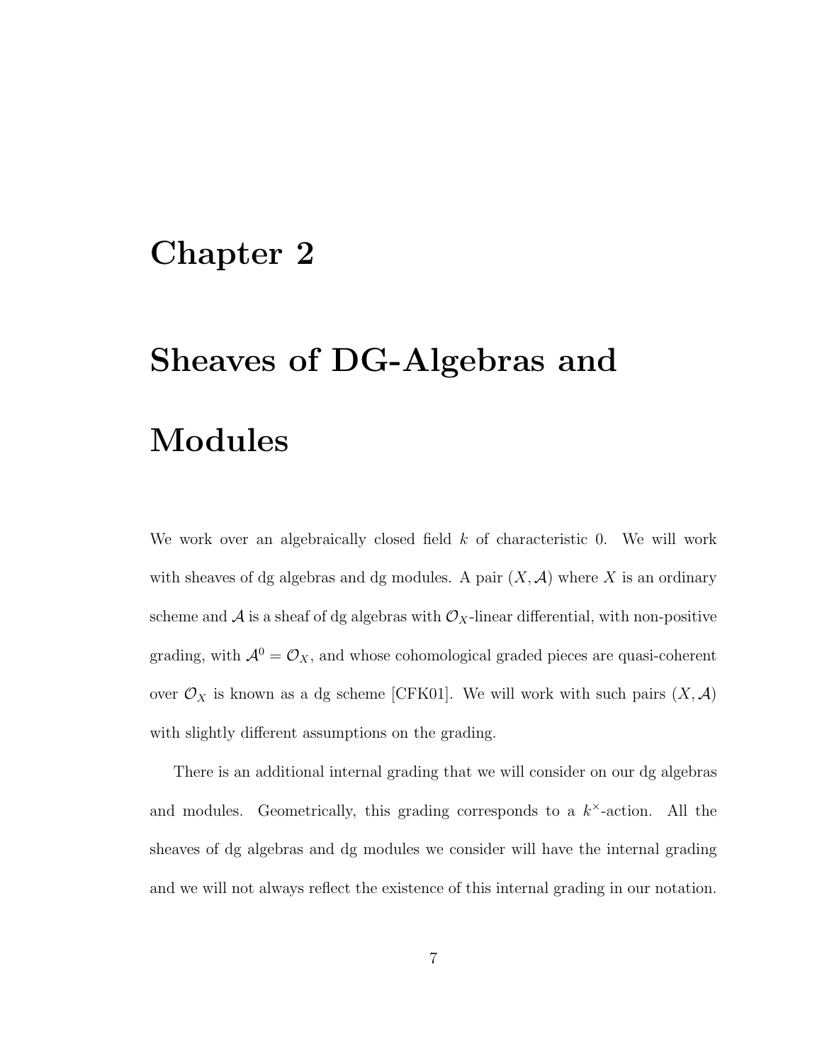# Chapter 2

# Sheaves of DG-Algebras and Modules

We work over an algebraically closed field $k$ of characteristic 0. We will work with sheaves of dg algebras and dg modules. A pair $(X, \mathcal{A})$ where $X$ is an ordinary scheme and $\mathcal{A}$ is a sheaf of dg algebras with $\mathcal{O}_X$-linear differential, with non-positive grading, with $\mathcal{A}^0 = \mathcal{O}_X$, and whose cohomological graded pieces are quasi-coherent over $\mathcal{O}_X$ is known as a dg scheme [CFK01]. We will work with such pairs $(X, \mathcal{A})$ with slightly different assumptions on the grading.

There is an additional internal grading that we will consider on our dg algebras and modules. Geometrically, this grading corresponds to a $k^{\times}$-action. All the sheaves of dg algebras and dg modules we consider will have the internal grading and we will not always reflect the existence of this internal grading in our notation.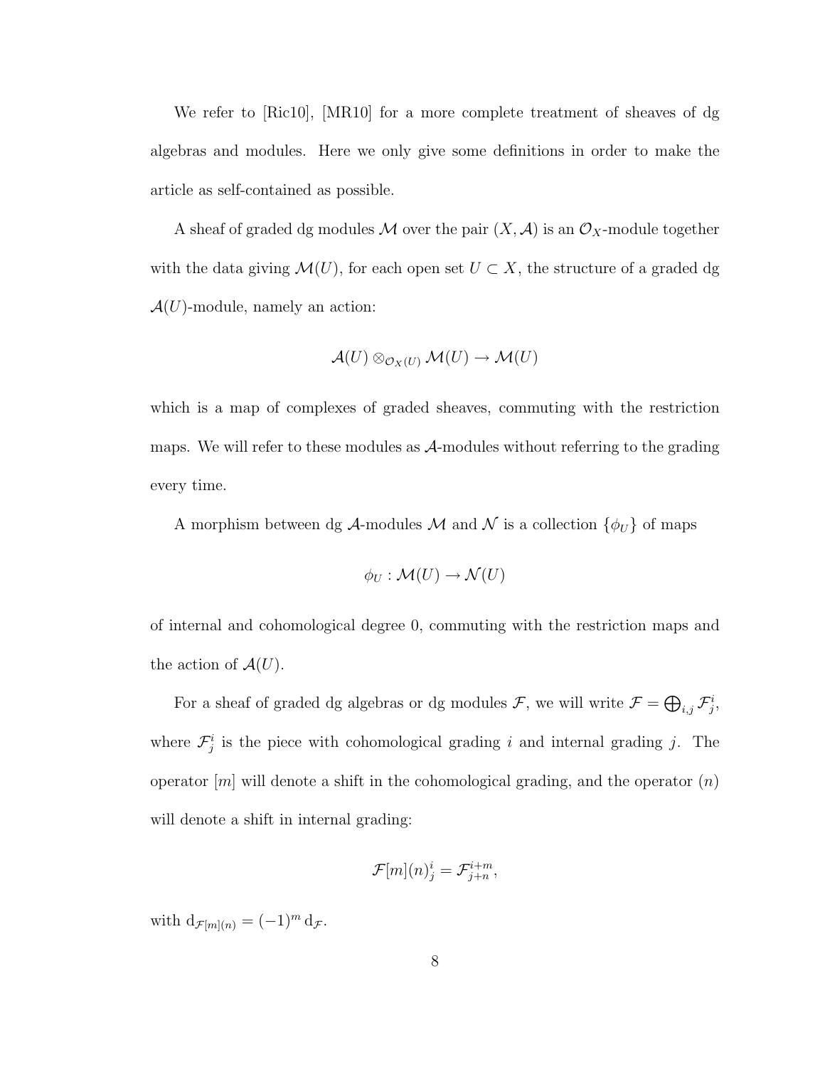We refer to [Ric10], [MR10] for a more complete treatment of sheaves of dg algebras and modules. Here we only give some definitions in order to make the article as self-contained as possible.

A sheaf of graded dg modules $\mathcal{M}$ over the pair $(X, \mathcal{A})$ is an $\mathcal{O}_X$-module together with the data giving $\mathcal{M}(U)$, for each open set $U \subset X$, the structure of a graded dg $\mathcal{A}(U)$-module, namely an action:

$$\mathcal{A}(U) \otimes_{\mathcal{O}_X(U)} \mathcal{M}(U) \to \mathcal{M}(U)$$

which is a map of complexes of graded sheaves, commuting with the restriction maps. We will refer to these modules as $\mathcal{A}$-modules without referring to the grading every time.

A morphism between dg $\mathcal{A}$-modules $\mathcal{M}$ and $\mathcal{N}$ is a collection $\{\phi_U\}$ of maps

$$\phi_U : \mathcal{M}(U) \to \mathcal{N}(U)$$

of internal and cohomological degree 0, commuting with the restriction maps and the action of $\mathcal{A}(U)$.

For a sheaf of graded dg algebras or dg modules $\mathcal{F}$, we will write $\mathcal{F} = \bigoplus_{i,j} \mathcal{F}^i_j$, where $\mathcal{F}^i_j$ is the piece with cohomological grading $i$ and internal grading $j$. The operator $[m]$ will denote a shift in the cohomological grading, and the operator $(n)$ will denote a shift in internal grading:

$$\mathcal{F}[m](n)^i_j = \mathcal{F}^{i+m}_{j+n},$$

with $\mathrm{d}_{\mathcal{F}[m](n)} = (-1)^m \mathrm{d}_{\mathcal{F}}$.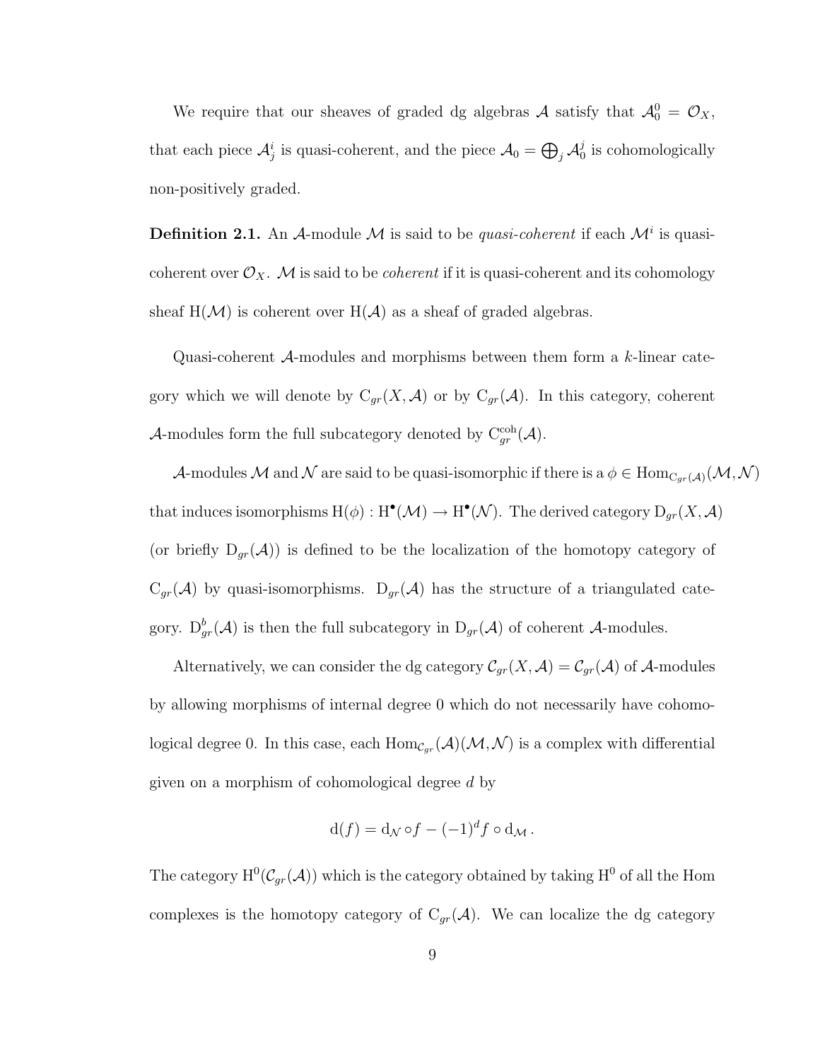We require that our sheaves of graded dg algebras $\mathcal{A}$ satisfy that $\mathcal{A}_0^0 = \mathcal{O}_X$, that each piece $\mathcal{A}_j^i$ is quasi-coherent, and the piece $\mathcal{A}_0 = \bigoplus_j \mathcal{A}_0^j$ is cohomologically non-positively graded.

**Definition 2.1.** An $\mathcal{A}$-module $\mathcal{M}$ is said to be *quasi-coherent* if each $\mathcal{M}^i$ is quasi-coherent over $\mathcal{O}_X$. $\mathcal{M}$ is said to be *coherent* if it is quasi-coherent and its cohomology sheaf $\mathrm{H}(\mathcal{M})$ is coherent over $\mathrm{H}(\mathcal{A})$ as a sheaf of graded algebras.

Quasi-coherent $\mathcal{A}$-modules and morphisms between them form a $k$-linear category which we will denote by $\mathrm{C}_{gr}(X, \mathcal{A})$ or by $\mathrm{C}_{gr}(\mathcal{A})$. In this category, coherent $\mathcal{A}$-modules form the full subcategory denoted by $\mathrm{C}_{gr}^{\mathrm{coh}}(\mathcal{A})$.

$\mathcal{A}$-modules $\mathcal{M}$ and $\mathcal{N}$ are said to be quasi-isomorphic if there is a $\phi \in \mathrm{Hom}_{\mathrm{C}_{gr}(\mathcal{A})}(\mathcal{M}, \mathcal{N})$ that induces isomorphisms $\mathrm{H}(\phi) : \mathrm{H}^\bullet(\mathcal{M}) \to \mathrm{H}^\bullet(\mathcal{N})$. The derived category $\mathrm{D}_{gr}(X, \mathcal{A})$ (or briefly $\mathrm{D}_{gr}(\mathcal{A})$) is defined to be the localization of the homotopy category of $\mathrm{C}_{gr}(\mathcal{A})$ by quasi-isomorphisms. $\mathrm{D}_{gr}(\mathcal{A})$ has the structure of a triangulated category. $\mathrm{D}_{gr}^b(\mathcal{A})$ is then the full subcategory in $\mathrm{D}_{gr}(\mathcal{A})$ of coherent $\mathcal{A}$-modules.

Alternatively, we can consider the dg category $\mathcal{C}_{gr}(X, \mathcal{A}) = \mathcal{C}_{gr}(\mathcal{A})$ of $\mathcal{A}$-modules by allowing morphisms of internal degree 0 which do not necessarily have cohomological degree 0. In this case, each $\mathrm{Hom}_{\mathcal{C}_{gr}}(\mathcal{A})(\mathcal{M}, \mathcal{N})$ is a complex with differential given on a morphism of cohomological degree $d$ by

$$\mathrm{d}(f) = \mathrm{d}_{\mathcal{N}} \circ f - (-1)^d f \circ \mathrm{d}_{\mathcal{M}} .$$

The category $\mathrm{H}^0(\mathcal{C}_{gr}(\mathcal{A}))$ which is the category obtained by taking $\mathrm{H}^0$ of all the Hom complexes is the homotopy category of $\mathrm{C}_{gr}(\mathcal{A})$. We can localize the dg category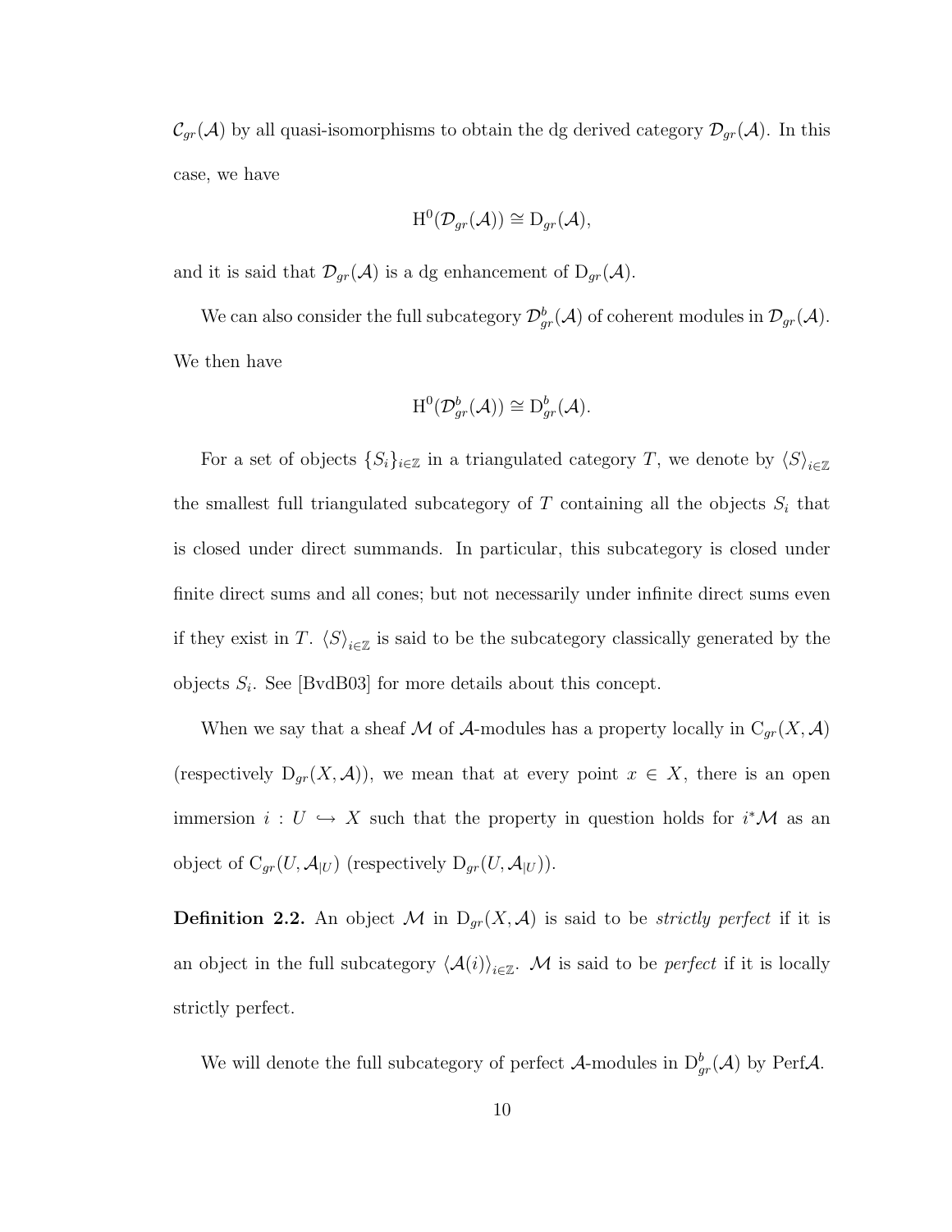$\mathcal{C}_{gr}(\mathcal{A})$ by all quasi-isomorphisms to obtain the dg derived category $\mathcal{D}_{gr}(\mathcal{A})$. In this case, we have

$$\mathrm{H}^0(\mathcal{D}_{gr}(\mathcal{A})) \cong \mathrm{D}_{gr}(\mathcal{A}),$$

and it is said that $\mathcal{D}_{gr}(\mathcal{A})$ is a dg enhancement of $\mathrm{D}_{gr}(\mathcal{A})$.

We can also consider the full subcategory $\mathcal{D}^b_{gr}(\mathcal{A})$ of coherent modules in $\mathcal{D}_{gr}(\mathcal{A})$. We then have

$$\mathrm{H}^0(\mathcal{D}^b_{gr}(\mathcal{A})) \cong \mathrm{D}^b_{gr}(\mathcal{A}).$$

For a set of objects $\{S_i\}_{i\in\mathbb{Z}}$ in a triangulated category $T$, we denote by $\langle S\rangle_{i\in\mathbb{Z}}$ the smallest full triangulated subcategory of $T$ containing all the objects $S_i$ that is closed under direct summands. In particular, this subcategory is closed under finite direct sums and all cones; but not necessarily under infinite direct sums even if they exist in $T$. $\langle S\rangle_{i\in\mathbb{Z}}$ is said to be the subcategory classically generated by the objects $S_i$. See [BvdB03] for more details about this concept.

When we say that a sheaf $\mathcal{M}$ of $\mathcal{A}$-modules has a property locally in $\mathrm{C}_{gr}(X, \mathcal{A})$ (respectively $\mathrm{D}_{gr}(X, \mathcal{A})$), we mean that at every point $x \in X$, there is an open immersion $i : U \hookrightarrow X$ such that the property in question holds for $i^*\mathcal{M}$ as an object of $\mathrm{C}_{gr}(U, \mathcal{A}_{|U})$ (respectively $\mathrm{D}_{gr}(U, \mathcal{A}_{|U})$).

**Definition 2.2.** An object $\mathcal{M}$ in $\mathrm{D}_{gr}(X, \mathcal{A})$ is said to be *strictly perfect* if it is an object in the full subcategory $\langle \mathcal{A}(i)\rangle_{i\in\mathbb{Z}}$. $\mathcal{M}$ is said to be *perfect* if it is locally strictly perfect.

We will denote the full subcategory of perfect $\mathcal{A}$-modules in $\mathrm{D}^b_{gr}(\mathcal{A})$ by $\mathrm{Perf}\mathcal{A}$.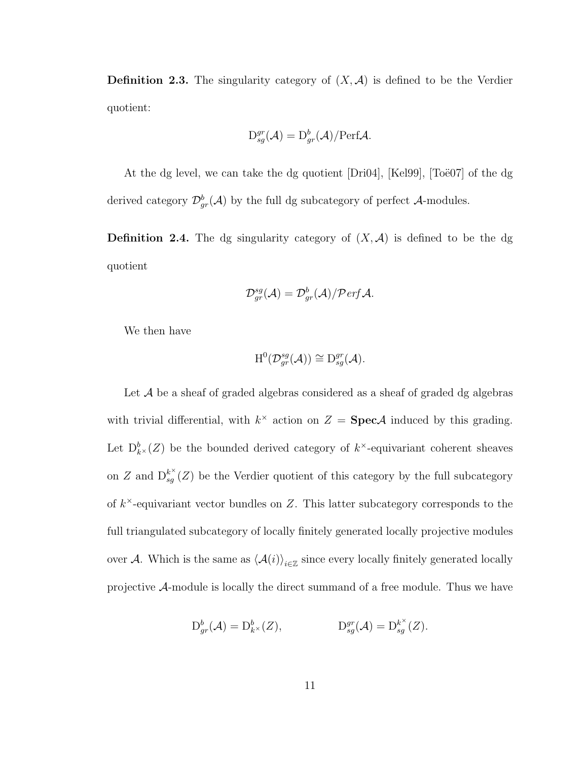**Definition 2.3.** The singularity category of $(X, \mathcal{A})$ is defined to be the Verdier quotient:

$$\mathrm{D}^{gr}_{sg}(\mathcal{A}) = \mathrm{D}^{b}_{gr}(\mathcal{A})/\mathrm{Perf}\mathcal{A}.$$

At the dg level, we can take the dg quotient [Dri04], [Kel99], [Toë07] of the dg derived category $\mathcal{D}^{b}_{gr}(\mathcal{A})$ by the full dg subcategory of perfect $\mathcal{A}$-modules.

**Definition 2.4.** The dg singularity category of $(X, \mathcal{A})$ is defined to be the dg quotient

$$\mathcal{D}^{sg}_{gr}(\mathcal{A}) = \mathcal{D}^{b}_{gr}(\mathcal{A})/\mathcal{P}erf\mathcal{A}.$$

We then have

$$\mathrm{H}^0(\mathcal{D}^{sg}_{gr}(\mathcal{A})) \cong \mathrm{D}^{gr}_{sg}(\mathcal{A}).$$

Let $\mathcal{A}$ be a sheaf of graded algebras considered as a sheaf of graded dg algebras with trivial differential, with $k^{\times}$ action on $Z = \mathbf{Spec}\mathcal{A}$ induced by this grading. Let $\mathrm{D}^{b}_{k^{\times}}(Z)$ be the bounded derived category of $k^{\times}$-equivariant coherent sheaves on $Z$ and $\mathrm{D}^{k^{\times}}_{sg}(Z)$ be the Verdier quotient of this category by the full subcategory of $k^{\times}$-equivariant vector bundles on $Z$. This latter subcategory corresponds to the full triangulated subcategory of locally finitely generated locally projective modules over $\mathcal{A}$. Which is the same as $\langle \mathcal{A}(i) \rangle_{i \in \mathbb{Z}}$ since every locally finitely generated locally projective $\mathcal{A}$-module is locally the direct summand of a free module. Thus we have

$$\mathrm{D}^{b}_{gr}(\mathcal{A}) = \mathrm{D}^{b}_{k^{\times}}(Z), \qquad \mathrm{D}^{gr}_{sg}(\mathcal{A}) = \mathrm{D}^{k^{\times}}_{sg}(Z).$$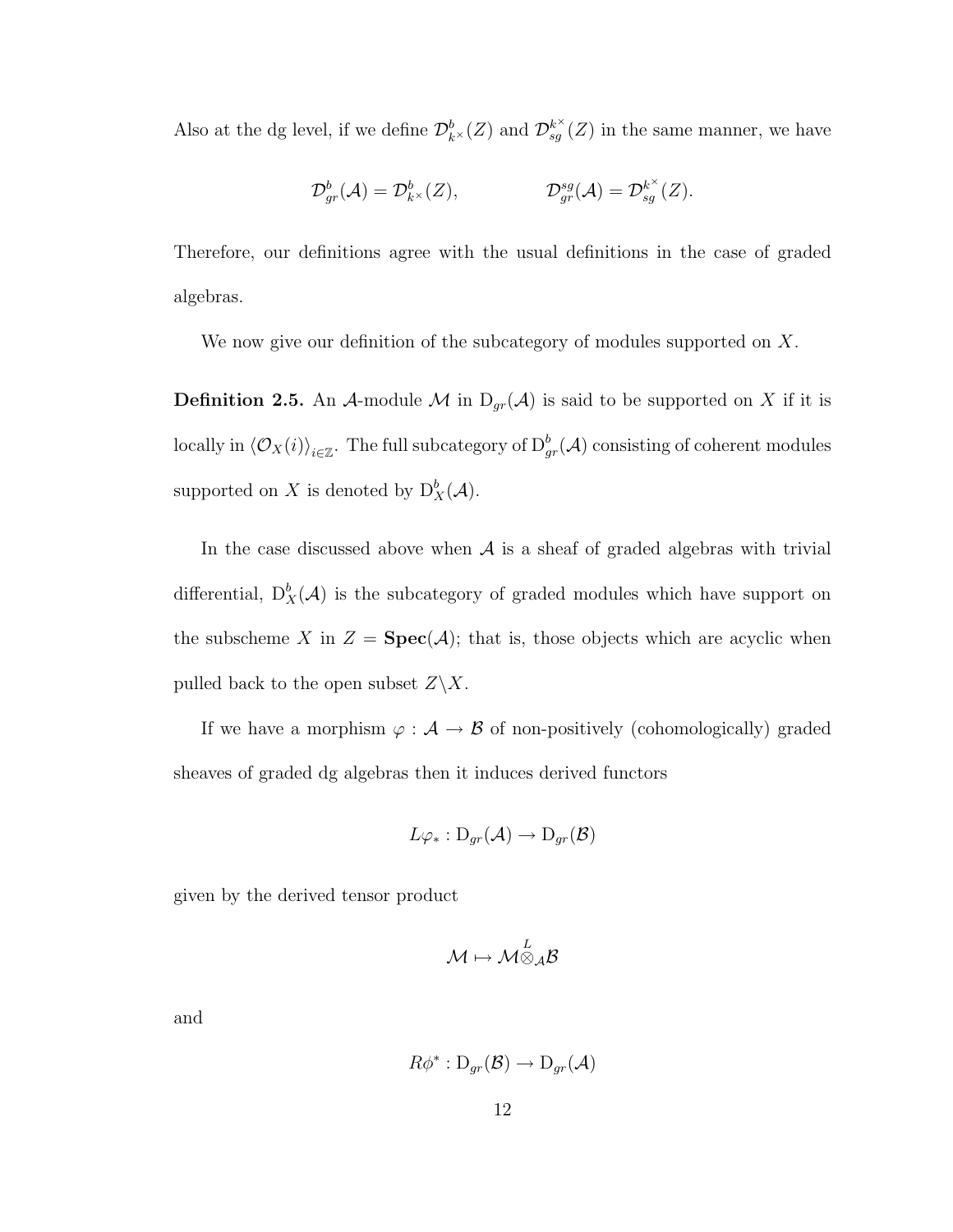Also at the dg level, if we define $\mathcal{D}^b_{k^\times}(Z)$ and $\mathcal{D}^{k^\times}_{sg}(Z)$ in the same manner, we have

$$\mathcal{D}^b_{gr}(\mathcal{A}) = \mathcal{D}^b_{k^\times}(Z), \qquad\qquad \mathcal{D}^{sg}_{gr}(\mathcal{A}) = \mathcal{D}^{k^\times}_{sg}(Z).$$

Therefore, our definitions agree with the usual definitions in the case of graded algebras.

We now give our definition of the subcategory of modules supported on $X$.

**Definition 2.5.** An $\mathcal{A}$-module $\mathcal{M}$ in $\mathrm{D}_{gr}(\mathcal{A})$ is said to be supported on $X$ if it is locally in $\langle \mathcal{O}_X(i) \rangle_{i\in\mathbb{Z}}$. The full subcategory of $\mathrm{D}^b_{gr}(\mathcal{A})$ consisting of coherent modules supported on $X$ is denoted by $\mathrm{D}^b_X(\mathcal{A})$.

In the case discussed above when $\mathcal{A}$ is a sheaf of graded algebras with trivial differential, $\mathrm{D}^b_X(\mathcal{A})$ is the subcategory of graded modules which have support on the subscheme $X$ in $Z = \mathbf{Spec}(\mathcal{A})$; that is, those objects which are acyclic when pulled back to the open subset $Z \backslash X$.

If we have a morphism $\varphi : \mathcal{A} \to \mathcal{B}$ of non-positively (cohomologically) graded sheaves of graded dg algebras then it induces derived functors

$$L\varphi_* : \mathrm{D}_{gr}(\mathcal{A}) \to \mathrm{D}_{gr}(\mathcal{B})$$

given by the derived tensor product

$$\mathcal{M} \mapsto \mathcal{M} \overset{L}{\otimes}_{\mathcal{A}} \mathcal{B}$$

and

$$R\phi^* : \mathrm{D}_{gr}(\mathcal{B}) \to \mathrm{D}_{gr}(\mathcal{A})$$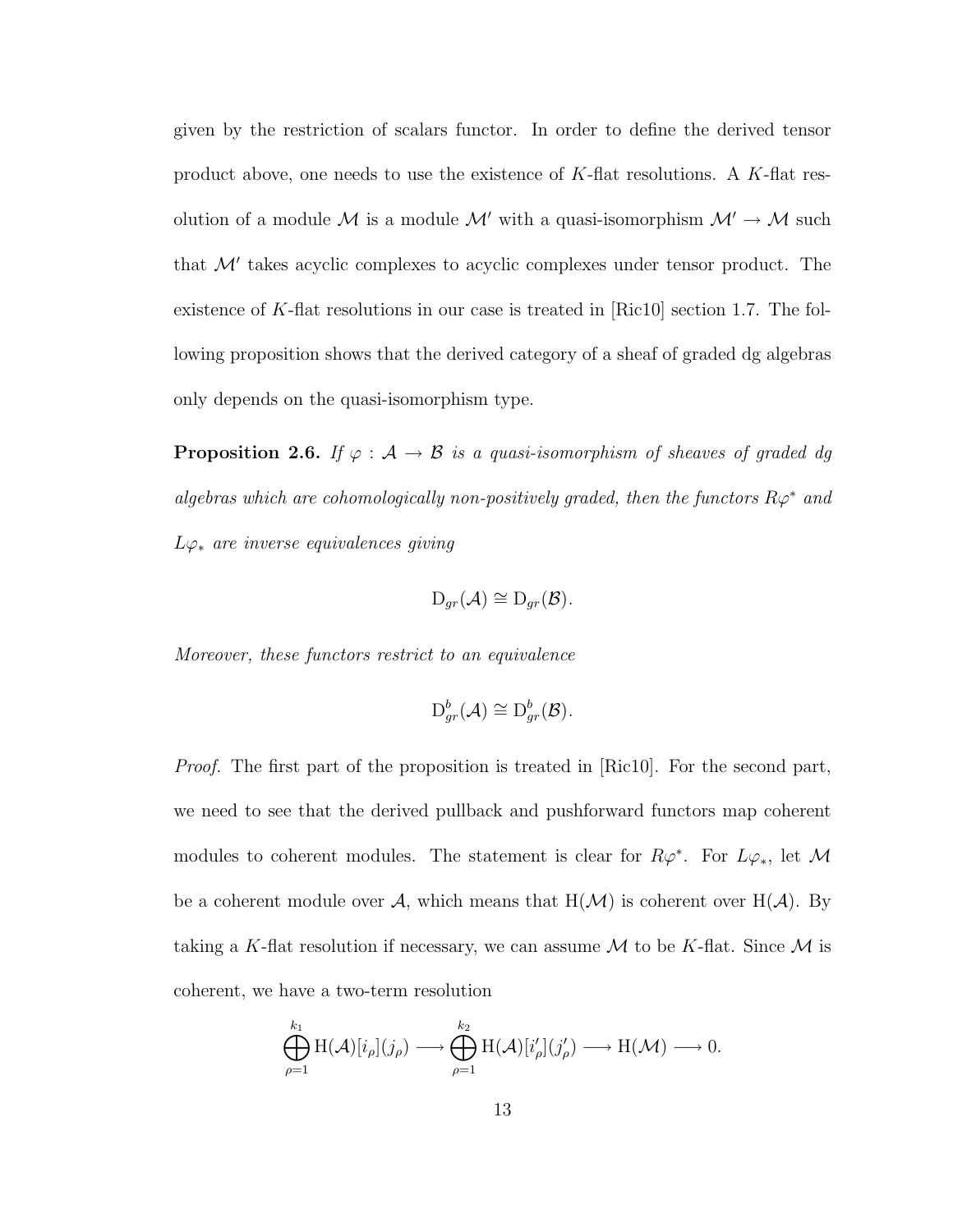given by the restriction of scalars functor. In order to define the derived tensor product above, one needs to use the existence of $K$-flat resolutions. A $K$-flat resolution of a module $\mathcal{M}$ is a module $\mathcal{M}'$ with a quasi-isomorphism $\mathcal{M}' \to \mathcal{M}$ such that $\mathcal{M}'$ takes acyclic complexes to acyclic complexes under tensor product. The existence of $K$-flat resolutions in our case is treated in [Ric10] section 1.7. The following proposition shows that the derived category of a sheaf of graded dg algebras only depends on the quasi-isomorphism type.

**Proposition 2.6.** *If $\varphi : \mathcal{A} \to \mathcal{B}$ is a quasi-isomorphism of sheaves of graded dg algebras which are cohomologically non-positively graded, then the functors $R\varphi^*$ and $L\varphi_*$ are inverse equivalences giving*

$$\mathrm{D}_{gr}(\mathcal{A}) \cong \mathrm{D}_{gr}(\mathcal{B}).$$

*Moreover, these functors restrict to an equivalence*

$$\mathrm{D}^b_{gr}(\mathcal{A}) \cong \mathrm{D}^b_{gr}(\mathcal{B}).$$

*Proof.* The first part of the proposition is treated in [Ric10]. For the second part, we need to see that the derived pullback and pushforward functors map coherent modules to coherent modules. The statement is clear for $R\varphi^*$. For $L\varphi_*$, let $\mathcal{M}$ be a coherent module over $\mathcal{A}$, which means that $\mathrm{H}(\mathcal{M})$ is coherent over $\mathrm{H}(\mathcal{A})$. By taking a $K$-flat resolution if necessary, we can assume $\mathcal{M}$ to be $K$-flat. Since $\mathcal{M}$ is coherent, we have a two-term resolution

$$\bigoplus_{\rho=1}^{k_1} \mathrm{H}(\mathcal{A})[i_\rho](j_\rho) \longrightarrow \bigoplus_{\rho=1}^{k_2} \mathrm{H}(\mathcal{A})[i'_\rho](j'_\rho) \longrightarrow \mathrm{H}(\mathcal{M}) \longrightarrow 0.$$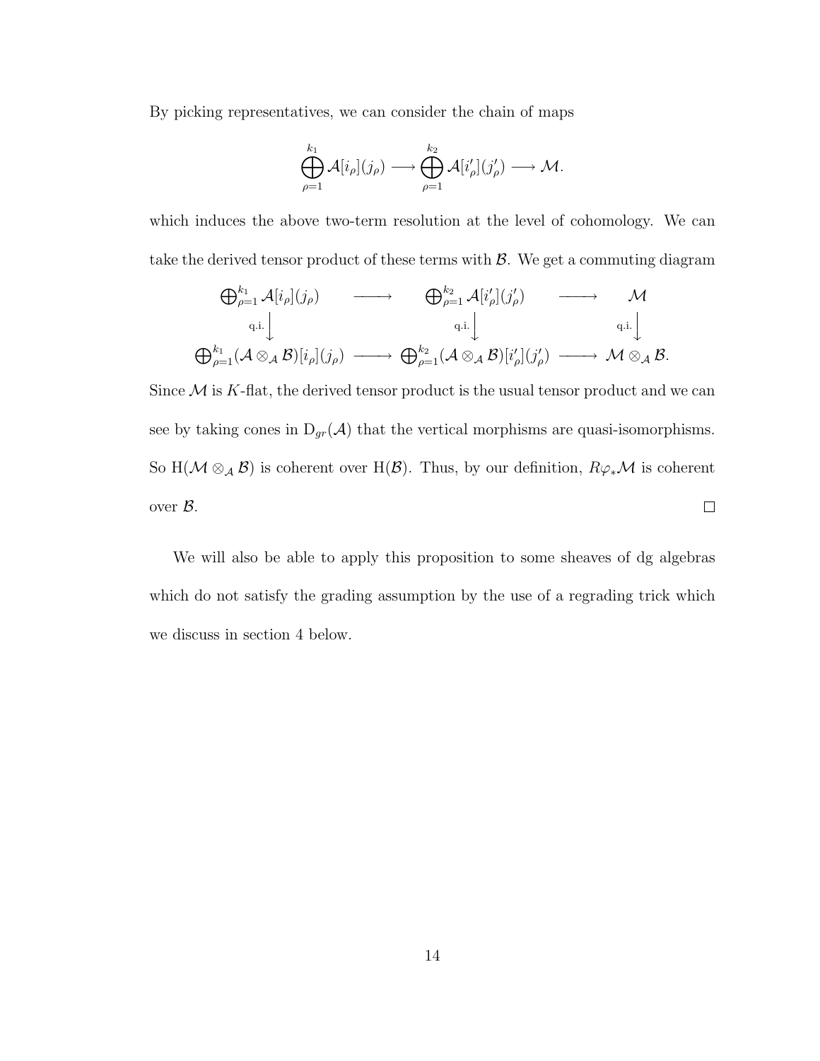By picking representatives, we can consider the chain of maps

$$\bigoplus_{\rho=1}^{k_1} \mathcal{A}[i_\rho](j_\rho) \longrightarrow \bigoplus_{\rho=1}^{k_2} \mathcal{A}[i'_\rho](j'_\rho) \longrightarrow \mathcal{M}.$$

which induces the above two-term resolution at the level of cohomology. We can take the derived tensor product of these terms with $\mathcal{B}$. We get a commuting diagram

$$\begin{array}{ccccc}
\bigoplus_{\rho=1}^{k_1} \mathcal{A}[i_\rho](j_\rho) & \longrightarrow & \bigoplus_{\rho=1}^{k_2} \mathcal{A}[i'_\rho](j'_\rho) & \longrightarrow & \mathcal{M} \\
{\scriptstyle \text{q.i.}}\big\downarrow & & {\scriptstyle \text{q.i.}}\big\downarrow & & {\scriptstyle \text{q.i.}}\big\downarrow \\
\bigoplus_{\rho=1}^{k_1} (\mathcal{A} \otimes_{\mathcal{A}} \mathcal{B})[i_\rho](j_\rho) & \longrightarrow & \bigoplus_{\rho=1}^{k_2} (\mathcal{A} \otimes_{\mathcal{A}} \mathcal{B})[i'_\rho](j'_\rho) & \longrightarrow & \mathcal{M} \otimes_{\mathcal{A}} \mathcal{B}.
\end{array}$$

Since $\mathcal{M}$ is $K$-flat, the derived tensor product is the usual tensor product and we can see by taking cones in $\mathrm{D}_{gr}(\mathcal{A})$ that the vertical morphisms are quasi-isomorphisms. So $\mathrm{H}(\mathcal{M} \otimes_{\mathcal{A}} \mathcal{B})$ is coherent over $\mathrm{H}(\mathcal{B})$. Thus, by our definition, $R\varphi_* \mathcal{M}$ is coherent over $\mathcal{B}$. $\square$

We will also be able to apply this proposition to some sheaves of dg algebras which do not satisfy the grading assumption by the use of a regrading trick which we discuss in section 4 below.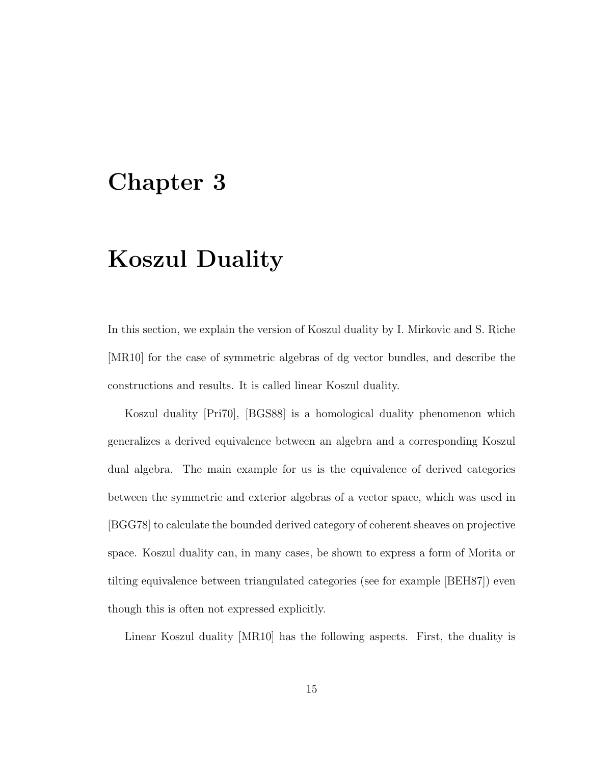# Chapter 3

# Koszul Duality

In this section, we explain the version of Koszul duality by I. Mirkovic and S. Riche [MR10] for the case of symmetric algebras of dg vector bundles, and describe the constructions and results. It is called linear Koszul duality.

Koszul duality [Pri70], [BGS88] is a homological duality phenomenon which generalizes a derived equivalence between an algebra and a corresponding Koszul dual algebra. The main example for us is the equivalence of derived categories between the symmetric and exterior algebras of a vector space, which was used in [BGG78] to calculate the bounded derived category of coherent sheaves on projective space. Koszul duality can, in many cases, be shown to express a form of Morita or tilting equivalence between triangulated categories (see for example [BEH87]) even though this is often not expressed explicitly.

Linear Koszul duality [MR10] has the following aspects. First, the duality is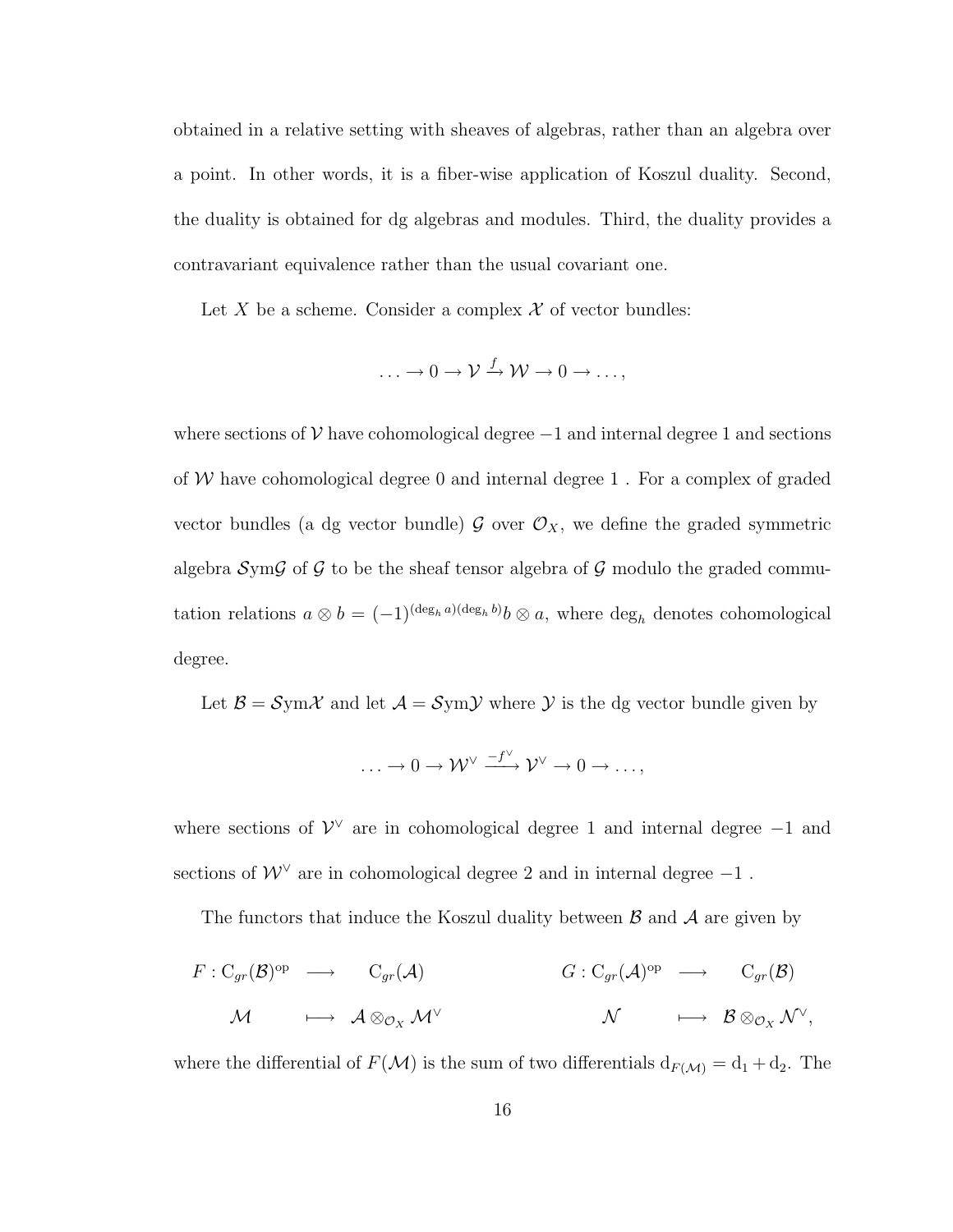obtained in a relative setting with sheaves of algebras, rather than an algebra over a point. In other words, it is a fiber-wise application of Koszul duality. Second, the duality is obtained for dg algebras and modules. Third, the duality provides a contravariant equivalence rather than the usual covariant one.

Let $X$ be a scheme. Consider a complex $\mathcal{X}$ of vector bundles:

$$\ldots \to 0 \to \mathcal{V} \xrightarrow{f} \mathcal{W} \to 0 \to \ldots,$$

where sections of $\mathcal{V}$ have cohomological degree $-1$ and internal degree 1 and sections of $\mathcal{W}$ have cohomological degree 0 and internal degree 1 . For a complex of graded vector bundles (a dg vector bundle) $\mathcal{G}$ over $\mathcal{O}_X$, we define the graded symmetric algebra $\mathcal{S}\mathrm{ym}\mathcal{G}$ of $\mathcal{G}$ to be the sheaf tensor algebra of $\mathcal{G}$ modulo the graded commutation relations $a \otimes b = (-1)^{(\deg_h a)(\deg_h b)} b \otimes a$, where $\deg_h$ denotes cohomological degree.

Let $\mathcal{B} = \mathcal{S}\mathrm{ym}\mathcal{X}$ and let $\mathcal{A} = \mathcal{S}\mathrm{ym}\mathcal{Y}$ where $\mathcal{Y}$ is the dg vector bundle given by

$$\ldots \to 0 \to \mathcal{W}^\vee \xrightarrow{-f^\vee} \mathcal{V}^\vee \to 0 \to \ldots,$$

where sections of $\mathcal{V}^\vee$ are in cohomological degree 1 and internal degree $-1$ and sections of $\mathcal{W}^\vee$ are in cohomological degree 2 and in internal degree $-1$ .

The functors that induce the Koszul duality between $\mathcal{B}$ and $\mathcal{A}$ are given by

$$F : \mathrm{C}_{gr}(\mathcal{B})^{\mathrm{op}} \longrightarrow \mathrm{C}_{gr}(\mathcal{A}) \qquad\qquad G : \mathrm{C}_{gr}(\mathcal{A})^{\mathrm{op}} \longrightarrow \mathrm{C}_{gr}(\mathcal{B})$$

$$\mathcal{M} \longmapsto \mathcal{A} \otimes_{\mathcal{O}_X} \mathcal{M}^\vee \qquad\qquad \mathcal{N} \longmapsto \mathcal{B} \otimes_{\mathcal{O}_X} \mathcal{N}^\vee,$$

where the differential of $F(\mathcal{M})$ is the sum of two differentials $\mathrm{d}_{F(\mathcal{M})} = \mathrm{d}_1 + \mathrm{d}_2$. The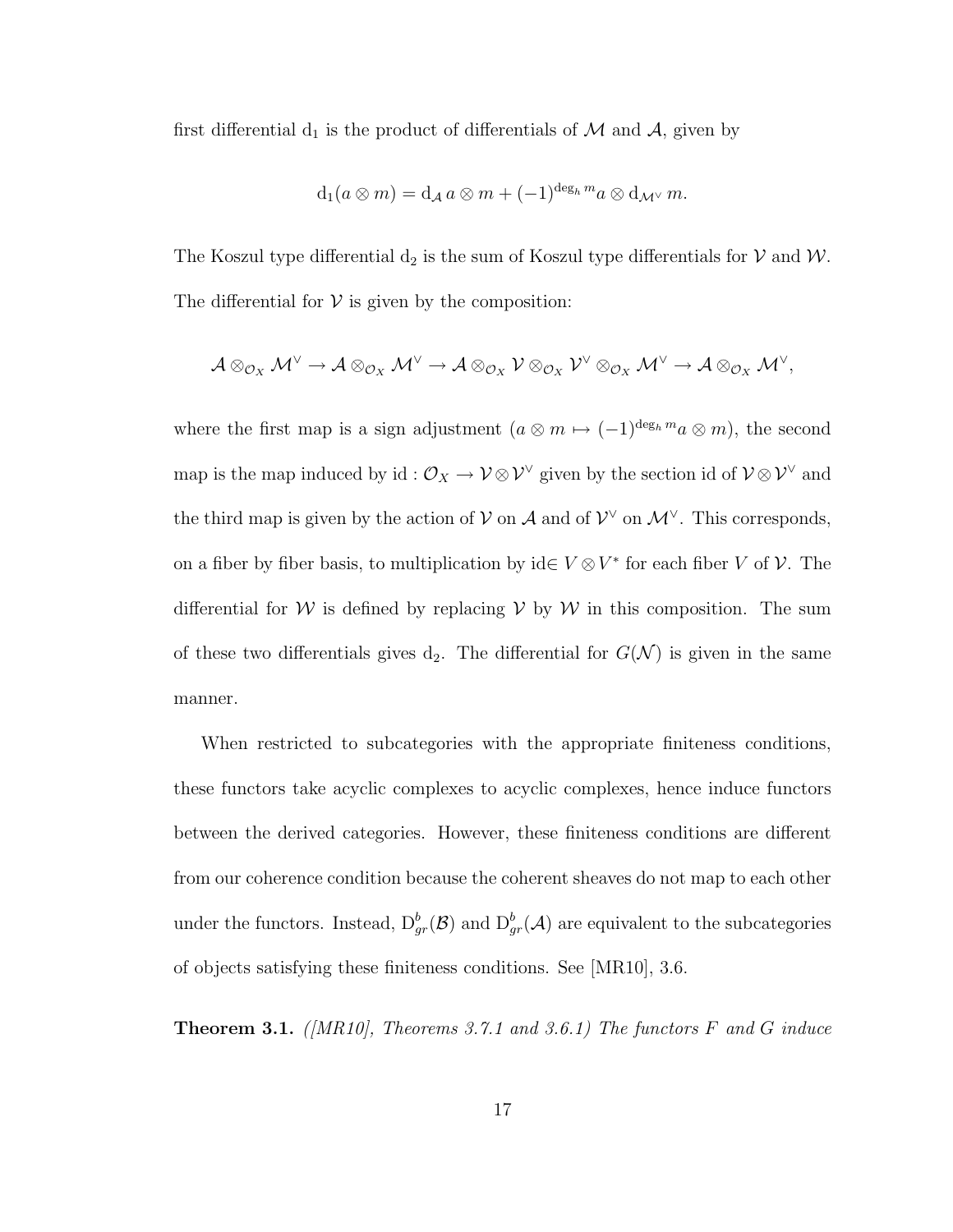first differential $\mathrm{d}_1$ is the product of differentials of $\mathcal{M}$ and $\mathcal{A}$, given by

$$\mathrm{d}_1(a \otimes m) = \mathrm{d}_{\mathcal{A}}\, a \otimes m + (-1)^{\deg_h m} a \otimes \mathrm{d}_{\mathcal{M}^\vee}\, m.$$

The Koszul type differential $\mathrm{d}_2$ is the sum of Koszul type differentials for $\mathcal{V}$ and $\mathcal{W}$. The differential for $\mathcal{V}$ is given by the composition:

$$\mathcal{A} \otimes_{\mathcal{O}_X} \mathcal{M}^\vee \to \mathcal{A} \otimes_{\mathcal{O}_X} \mathcal{M}^\vee \to \mathcal{A} \otimes_{\mathcal{O}_X} \mathcal{V} \otimes_{\mathcal{O}_X} \mathcal{V}^\vee \otimes_{\mathcal{O}_X} \mathcal{M}^\vee \to \mathcal{A} \otimes_{\mathcal{O}_X} \mathcal{M}^\vee,$$

where the first map is a sign adjustment ($a \otimes m \mapsto (-1)^{\deg_h m} a \otimes m$), the second map is the map induced by $\mathrm{id} : \mathcal{O}_X \to \mathcal{V} \otimes \mathcal{V}^\vee$ given by the section id of $\mathcal{V} \otimes \mathcal{V}^\vee$ and the third map is given by the action of $\mathcal{V}$ on $\mathcal{A}$ and of $\mathcal{V}^\vee$ on $\mathcal{M}^\vee$. This corresponds, on a fiber by fiber basis, to multiplication by $\mathrm{id} \in V \otimes V^*$ for each fiber $V$ of $\mathcal{V}$. The differential for $\mathcal{W}$ is defined by replacing $\mathcal{V}$ by $\mathcal{W}$ in this composition. The sum of these two differentials gives $\mathrm{d}_2$. The differential for $G(\mathcal{N})$ is given in the same manner.

When restricted to subcategories with the appropriate finiteness conditions, these functors take acyclic complexes to acyclic complexes, hence induce functors between the derived categories. However, these finiteness conditions are different from our coherence condition because the coherent sheaves do not map to each other under the functors. Instead, $\mathrm{D}^b_{gr}(\mathcal{B})$ and $\mathrm{D}^b_{gr}(\mathcal{A})$ are equivalent to the subcategories of objects satisfying these finiteness conditions. See [MR10], 3.6.

**Theorem 3.1.** *([MR10], Theorems 3.7.1 and 3.6.1) The functors $F$ and $G$ induce*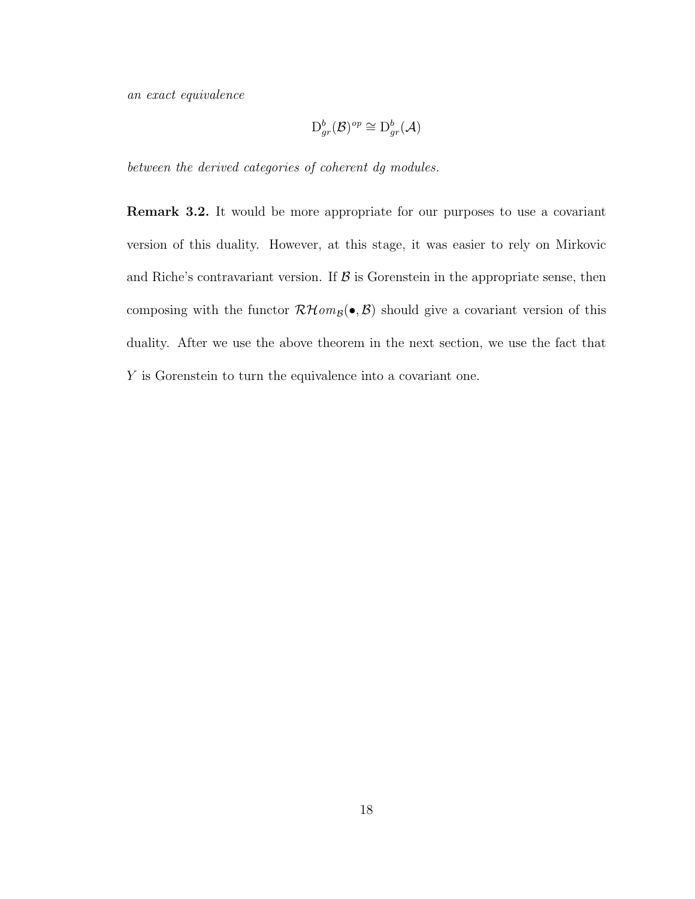*an exact equivalence*

$$\mathrm{D}^b_{gr}(\mathcal{B})^{op} \cong \mathrm{D}^b_{gr}(\mathcal{A})$$

*between the derived categories of coherent dg modules.*

**Remark 3.2.** It would be more appropriate for our purposes to use a covariant version of this duality. However, at this stage, it was easier to rely on Mirkovic and Riche's contravariant version. If $\mathcal{B}$ is Gorenstein in the appropriate sense, then composing with the functor $\mathcal{RH}om_{\mathcal{B}}(\bullet, \mathcal{B})$ should give a covariant version of this duality. After we use the above theorem in the next section, we use the fact that $Y$ is Gorenstein to turn the equivalence into a covariant one.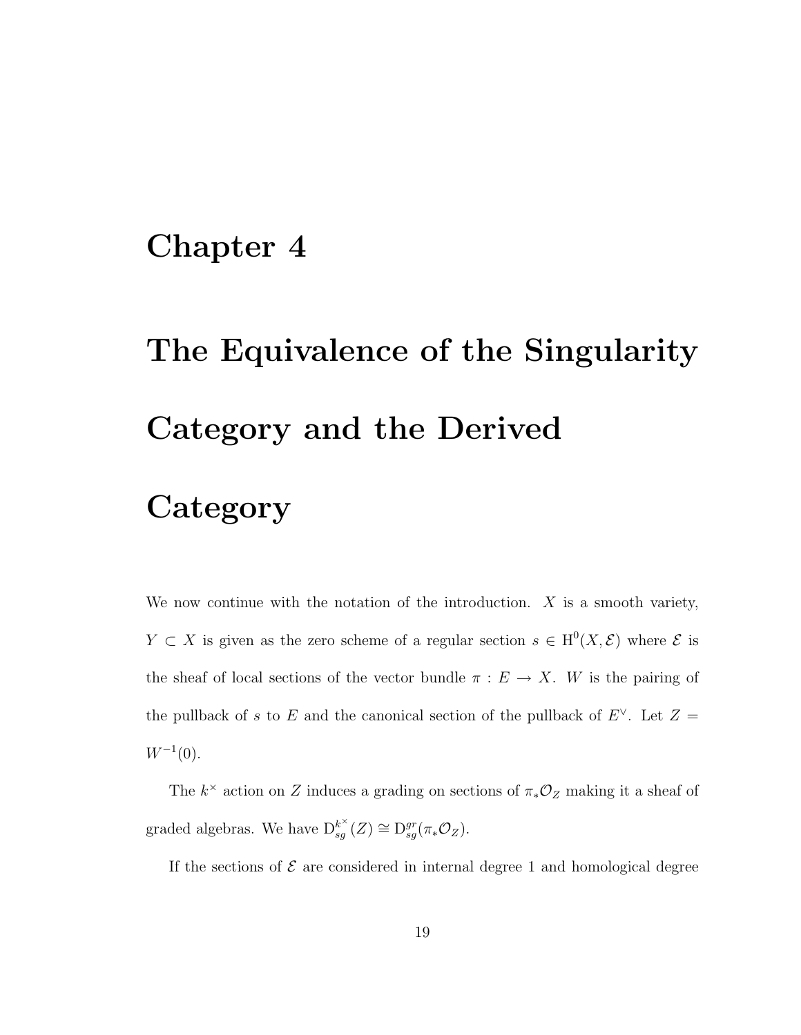# Chapter 4

# The Equivalence of the Singularity Category and the Derived Category

We now continue with the notation of the introduction. $X$ is a smooth variety, $Y \subset X$ is given as the zero scheme of a regular section $s \in \mathrm{H}^0(X, \mathcal{E})$ where $\mathcal{E}$ is the sheaf of local sections of the vector bundle $\pi : E \to X$. $W$ is the pairing of the pullback of $s$ to $E$ and the canonical section of the pullback of $E^\vee$. Let $Z = W^{-1}(0)$.

The $k^\times$ action on $Z$ induces a grading on sections of $\pi_*\mathcal{O}_Z$ making it a sheaf of graded algebras. We have $\mathrm{D}^{k^\times}_{sg}(Z) \cong \mathrm{D}^{gr}_{sg}(\pi_*\mathcal{O}_Z)$.

If the sections of $\mathcal{E}$ are considered in internal degree 1 and homological degree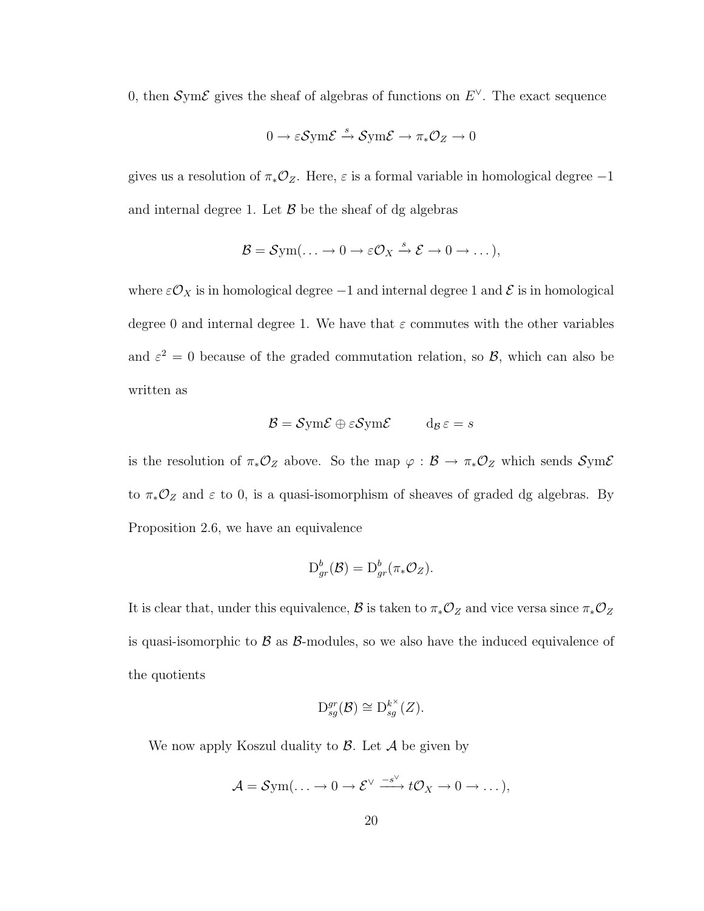0, then $\mathcal{S}\mathrm{ym}\mathcal{E}$ gives the sheaf of algebras of functions on $E^\vee$. The exact sequence

$$0 \to \varepsilon \mathcal{S}\mathrm{ym}\mathcal{E} \xrightarrow{s} \mathcal{S}\mathrm{ym}\mathcal{E} \to \pi_* \mathcal{O}_Z \to 0$$

gives us a resolution of $\pi_* \mathcal{O}_Z$. Here, $\varepsilon$ is a formal variable in homological degree $-1$ and internal degree 1. Let $\mathcal{B}$ be the sheaf of dg algebras

$$\mathcal{B} = \mathcal{S}\mathrm{ym}(\ldots \to 0 \to \varepsilon \mathcal{O}_X \xrightarrow{s} \mathcal{E} \to 0 \to \ldots),$$

where $\varepsilon \mathcal{O}_X$ is in homological degree $-1$ and internal degree 1 and $\mathcal{E}$ is in homological degree 0 and internal degree 1. We have that $\varepsilon$ commutes with the other variables and $\varepsilon^2 = 0$ because of the graded commutation relation, so $\mathcal{B}$, which can also be written as

$$\mathcal{B} = \mathcal{S}\mathrm{ym}\mathcal{E} \oplus \varepsilon \mathcal{S}\mathrm{ym}\mathcal{E} \qquad \mathrm{d}_{\mathcal{B}}\, \varepsilon = s$$

is the resolution of $\pi_* \mathcal{O}_Z$ above. So the map $\varphi : \mathcal{B} \to \pi_* \mathcal{O}_Z$ which sends $\mathcal{S}\mathrm{ym}\mathcal{E}$ to $\pi_* \mathcal{O}_Z$ and $\varepsilon$ to 0, is a quasi-isomorphism of sheaves of graded dg algebras. By Proposition 2.6, we have an equivalence

$$\mathrm{D}^b_{gr}(\mathcal{B}) = \mathrm{D}^b_{gr}(\pi_* \mathcal{O}_Z).$$

It is clear that, under this equivalence, $\mathcal{B}$ is taken to $\pi_* \mathcal{O}_Z$ and vice versa since $\pi_* \mathcal{O}_Z$ is quasi-isomorphic to $\mathcal{B}$ as $\mathcal{B}$-modules, so we also have the induced equivalence of the quotients

$$\mathrm{D}^{gr}_{sg}(\mathcal{B}) \cong \mathrm{D}^{k^\times}_{sg}(Z).$$

We now apply Koszul duality to $\mathcal{B}$. Let $\mathcal{A}$ be given by

$$\mathcal{A} = \mathcal{S}\mathrm{ym}(\ldots \to 0 \to \mathcal{E}^\vee \xrightarrow{-s^\vee} t\mathcal{O}_X \to 0 \to \ldots),$$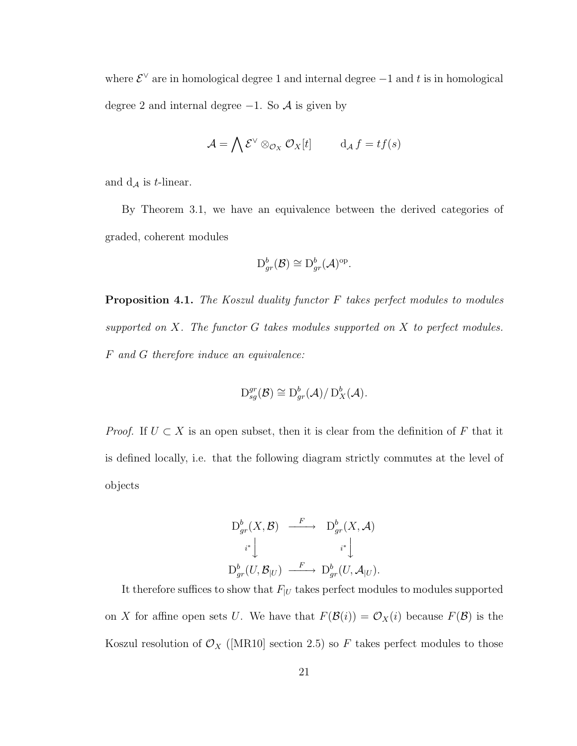where $\mathcal{E}^\vee$ are in homological degree 1 and internal degree $-1$ and $t$ is in homological degree 2 and internal degree $-1$. So $\mathcal{A}$ is given by

$$\mathcal{A} = \bigwedge \mathcal{E}^\vee \otimes_{\mathcal{O}_X} \mathcal{O}_X[t] \qquad \mathrm{d}_{\mathcal{A}} f = t f(s)$$

and $\mathrm{d}_{\mathcal{A}}$ is $t$-linear.

By Theorem 3.1, we have an equivalence between the derived categories of graded, coherent modules

$$\mathrm{D}^b_{gr}(\mathcal{B}) \cong \mathrm{D}^b_{gr}(\mathcal{A})^{\mathrm{op}}.$$

**Proposition 4.1.** *The Koszul duality functor $F$ takes perfect modules to modules supported on $X$. The functor $G$ takes modules supported on $X$ to perfect modules. $F$ and $G$ therefore induce an equivalence:*

$$\mathrm{D}^{gr}_{sg}(\mathcal{B}) \cong \mathrm{D}^b_{gr}(\mathcal{A}) / \mathrm{D}^b_X(\mathcal{A}).$$

*Proof.* If $U \subset X$ is an open subset, then it is clear from the definition of $F$ that it is defined locally, i.e. that the following diagram strictly commutes at the level of objects

$$\begin{array}{ccc}
\mathrm{D}^b_{gr}(X, \mathcal{B}) & \xrightarrow{F} & \mathrm{D}^b_{gr}(X, \mathcal{A}) \\
{\scriptstyle i^*}\downarrow & & {\scriptstyle i^*}\downarrow \\
\mathrm{D}^b_{gr}(U, \mathcal{B}_{|U}) & \xrightarrow{F} & \mathrm{D}^b_{gr}(U, \mathcal{A}_{|U}).
\end{array}$$

It therefore suffices to show that $F_{|U}$ takes perfect modules to modules supported on $X$ for affine open sets $U$. We have that $F(\mathcal{B}(i)) = \mathcal{O}_X(i)$ because $F(\mathcal{B})$ is the Koszul resolution of $\mathcal{O}_X$ ([MR10] section 2.5) so $F$ takes perfect modules to those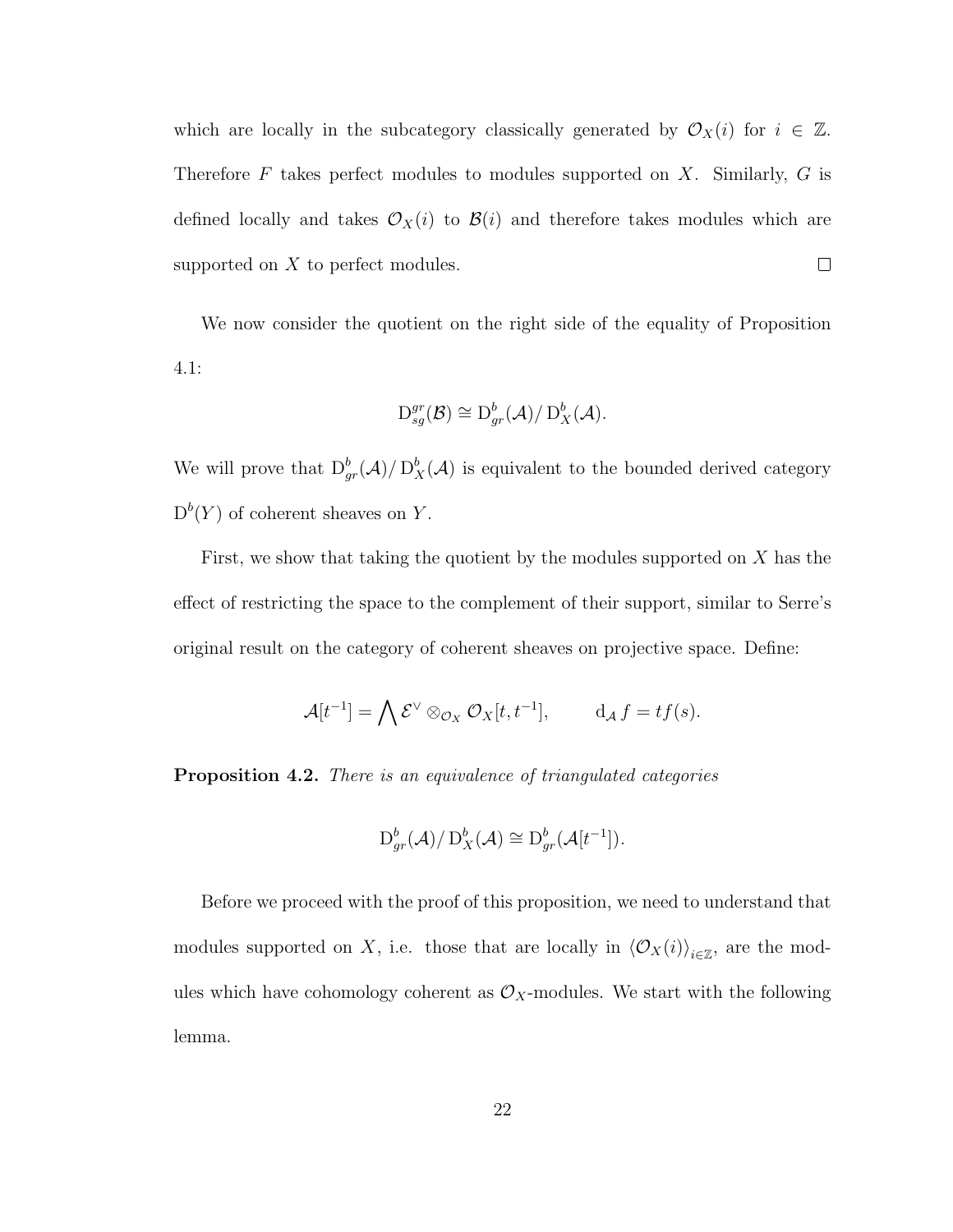which are locally in the subcategory classically generated by $\mathcal{O}_X(i)$ for $i \in \mathbb{Z}$. Therefore $F$ takes perfect modules to modules supported on $X$. Similarly, $G$ is defined locally and takes $\mathcal{O}_X(i)$ to $\mathcal{B}(i)$ and therefore takes modules which are supported on $X$ to perfect modules. $\square$

We now consider the quotient on the right side of the equality of Proposition 4.1:

$$\mathrm{D}_{sg}^{gr}(\mathcal{B}) \cong \mathrm{D}_{gr}^{b}(\mathcal{A}) / \mathrm{D}_{X}^{b}(\mathcal{A}).$$

We will prove that $\mathrm{D}_{gr}^{b}(\mathcal{A}) / \mathrm{D}_{X}^{b}(\mathcal{A})$ is equivalent to the bounded derived category $\mathrm{D}^b(Y)$ of coherent sheaves on $Y$.

First, we show that taking the quotient by the modules supported on $X$ has the effect of restricting the space to the complement of their support, similar to Serre's original result on the category of coherent sheaves on projective space. Define:

$$\mathcal{A}[t^{-1}] = \bigwedge \mathcal{E}^{\vee} \otimes_{\mathcal{O}_X} \mathcal{O}_X[t, t^{-1}], \qquad \mathrm{d}_{\mathcal{A}} f = t f(s).$$

**Proposition 4.2.** *There is an equivalence of triangulated categories*

$$\mathrm{D}_{gr}^{b}(\mathcal{A}) / \mathrm{D}_{X}^{b}(\mathcal{A}) \cong \mathrm{D}_{gr}^{b}(\mathcal{A}[t^{-1}]).$$

Before we proceed with the proof of this proposition, we need to understand that modules supported on $X$, i.e. those that are locally in $\langle \mathcal{O}_X(i) \rangle_{i \in \mathbb{Z}}$, are the modules which have cohomology coherent as $\mathcal{O}_X$-modules. We start with the following lemma.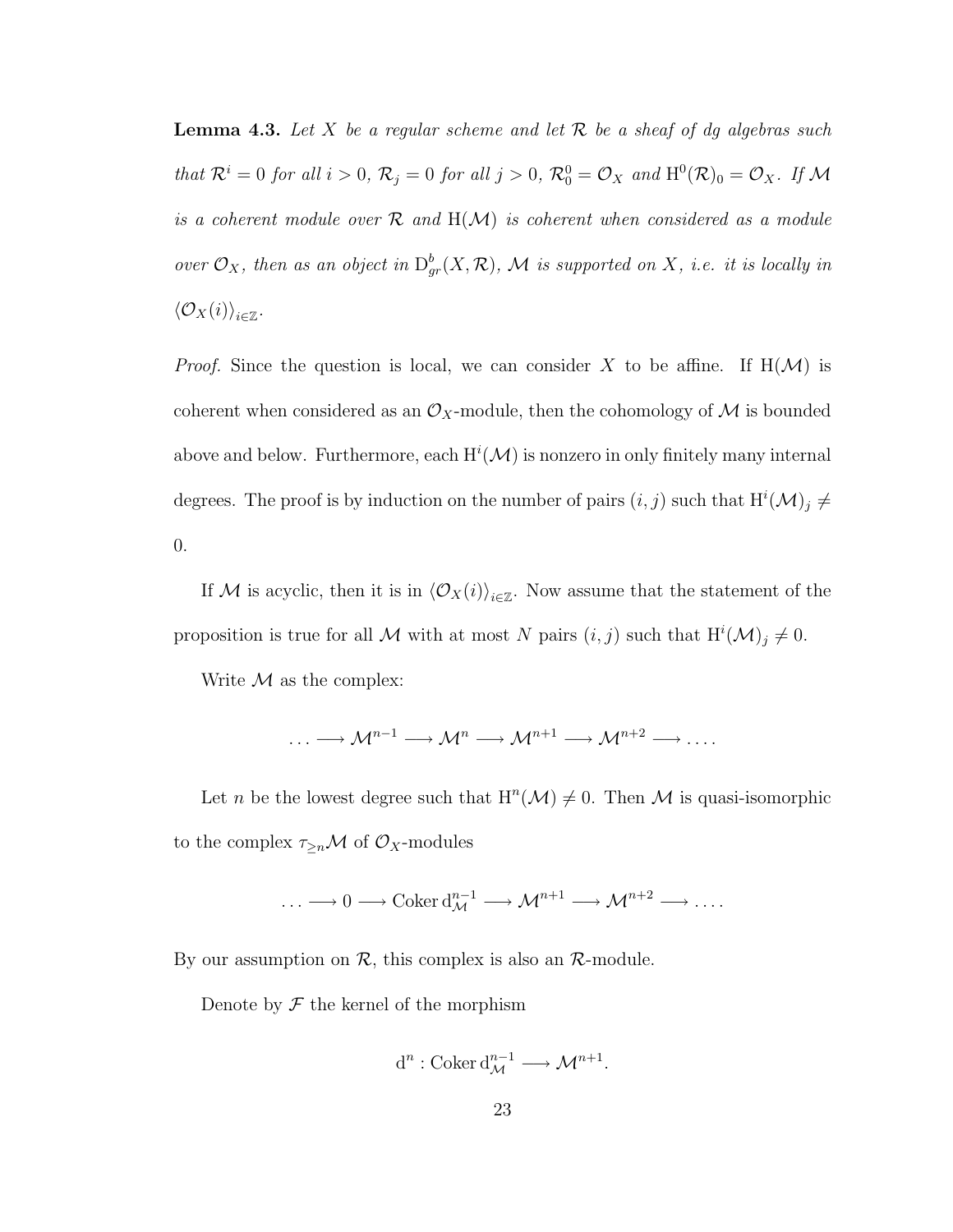**Lemma 4.3.** *Let $X$ be a regular scheme and let $\mathcal{R}$ be a sheaf of dg algebras such that $\mathcal{R}^i = 0$ for all $i > 0$, $\mathcal{R}_j = 0$ for all $j > 0$, $\mathcal{R}^0_0 = \mathcal{O}_X$ and $\mathrm{H}^0(\mathcal{R})_0 = \mathcal{O}_X$. If $\mathcal{M}$ is a coherent module over $\mathcal{R}$ and $\mathrm{H}(\mathcal{M})$ is coherent when considered as a module over $\mathcal{O}_X$, then as an object in $\mathrm{D}^b_{gr}(X, \mathcal{R})$, $\mathcal{M}$ is supported on $X$, i.e. it is locally in $\langle \mathcal{O}_X(i) \rangle_{i \in \mathbb{Z}}$.*

*Proof.* Since the question is local, we can consider $X$ to be affine. If $\mathrm{H}(\mathcal{M})$ is coherent when considered as an $\mathcal{O}_X$-module, then the cohomology of $\mathcal{M}$ is bounded above and below. Furthermore, each $\mathrm{H}^i(\mathcal{M})$ is nonzero in only finitely many internal degrees. The proof is by induction on the number of pairs $(i, j)$ such that $\mathrm{H}^i(\mathcal{M})_j \neq 0$.

If $\mathcal{M}$ is acyclic, then it is in $\langle \mathcal{O}_X(i) \rangle_{i \in \mathbb{Z}}$. Now assume that the statement of the proposition is true for all $\mathcal{M}$ with at most $N$ pairs $(i, j)$ such that $\mathrm{H}^i(\mathcal{M})_j \neq 0$.

Write $\mathcal{M}$ as the complex:

$$\ldots \longrightarrow \mathcal{M}^{n-1} \longrightarrow \mathcal{M}^n \longrightarrow \mathcal{M}^{n+1} \longrightarrow \mathcal{M}^{n+2} \longrightarrow \ldots.$$

Let $n$ be the lowest degree such that $\mathrm{H}^n(\mathcal{M}) \neq 0$. Then $\mathcal{M}$ is quasi-isomorphic to the complex $\tau_{\geq n}\mathcal{M}$ of $\mathcal{O}_X$-modules

$$\ldots \longrightarrow 0 \longrightarrow \mathrm{Coker}\, \mathrm{d}^{n-1}_{\mathcal{M}} \longrightarrow \mathcal{M}^{n+1} \longrightarrow \mathcal{M}^{n+2} \longrightarrow \ldots.$$

By our assumption on $\mathcal{R}$, this complex is also an $\mathcal{R}$-module.

Denote by $\mathcal{F}$ the kernel of the morphism

$$\mathrm{d}^n : \mathrm{Coker}\, \mathrm{d}^{n-1}_{\mathcal{M}} \longrightarrow \mathcal{M}^{n+1}.$$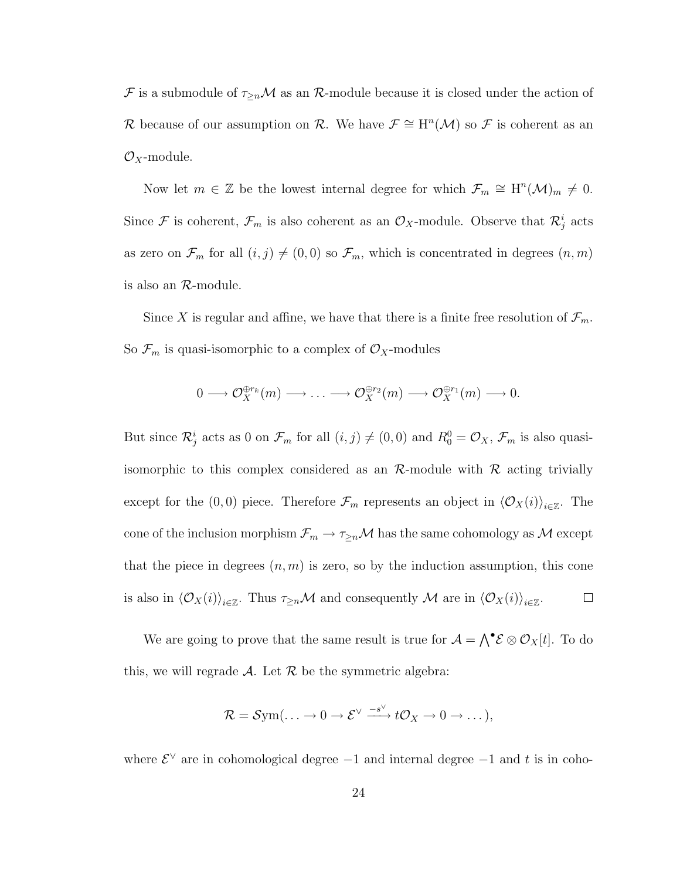$\mathcal{F}$ is a submodule of $\tau_{\geq n}\mathcal{M}$ as an $\mathcal{R}$-module because it is closed under the action of $\mathcal{R}$ because of our assumption on $\mathcal{R}$. We have $\mathcal{F} \cong \mathrm{H}^n(\mathcal{M})$ so $\mathcal{F}$ is coherent as an $\mathcal{O}_X$-module.

Now let $m \in \mathbb{Z}$ be the lowest internal degree for which $\mathcal{F}_m \cong \mathrm{H}^n(\mathcal{M})_m \neq 0$. Since $\mathcal{F}$ is coherent, $\mathcal{F}_m$ is also coherent as an $\mathcal{O}_X$-module. Observe that $\mathcal{R}^i_j$ acts as zero on $\mathcal{F}_m$ for all $(i, j) \neq (0, 0)$ so $\mathcal{F}_m$, which is concentrated in degrees $(n, m)$ is also an $\mathcal{R}$-module.

Since $X$ is regular and affine, we have that there is a finite free resolution of $\mathcal{F}_m$. So $\mathcal{F}_m$ is quasi-isomorphic to a complex of $\mathcal{O}_X$-modules

$$0 \longrightarrow \mathcal{O}_X^{\oplus r_k}(m) \longrightarrow \ldots \longrightarrow \mathcal{O}_X^{\oplus r_2}(m) \longrightarrow \mathcal{O}_X^{\oplus r_1}(m) \longrightarrow 0.$$

But since $\mathcal{R}^i_j$ acts as 0 on $\mathcal{F}_m$ for all $(i, j) \neq (0, 0)$ and $R^0_0 = \mathcal{O}_X$, $\mathcal{F}_m$ is also quasi-isomorphic to this complex considered as an $\mathcal{R}$-module with $\mathcal{R}$ acting trivially except for the $(0, 0)$ piece. Therefore $\mathcal{F}_m$ represents an object in $\langle \mathcal{O}_X(i) \rangle_{i \in \mathbb{Z}}$. The cone of the inclusion morphism $\mathcal{F}_m \to \tau_{\geq n}\mathcal{M}$ has the same cohomology as $\mathcal{M}$ except that the piece in degrees $(n, m)$ is zero, so by the induction assumption, this cone is also in $\langle \mathcal{O}_X(i) \rangle_{i \in \mathbb{Z}}$. Thus $\tau_{\geq n}\mathcal{M}$ and consequently $\mathcal{M}$ are in $\langle \mathcal{O}_X(i) \rangle_{i \in \mathbb{Z}}$. $\square$

We are going to prove that the same result is true for $\mathcal{A} = \bigwedge^\bullet \mathcal{E} \otimes \mathcal{O}_X[t]$. To do this, we will regrade $\mathcal{A}$. Let $\mathcal{R}$ be the symmetric algebra:

$$\mathcal{R} = \mathcal{S}\mathrm{ym}(\ldots \to 0 \to \mathcal{E}^\vee \xrightarrow{-s^\vee} t\mathcal{O}_X \to 0 \to \ldots),$$

where $\mathcal{E}^\vee$ are in cohomological degree $-1$ and internal degree $-1$ and $t$ is in coho-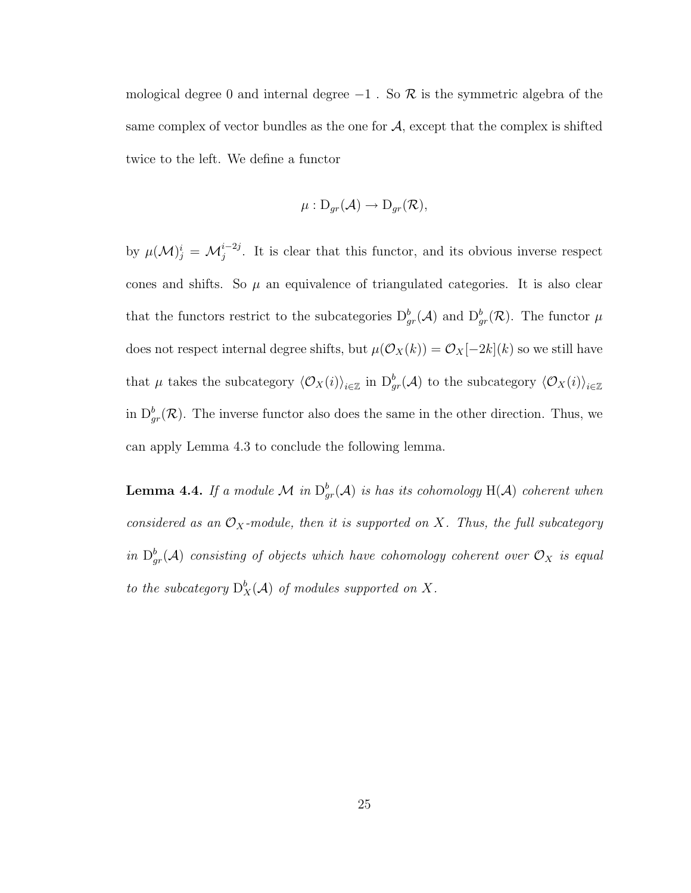mological degree 0 and internal degree $-1$ . So $\mathcal{R}$ is the symmetric algebra of the same complex of vector bundles as the one for $\mathcal{A}$, except that the complex is shifted twice to the left. We define a functor

$$\mu : \mathrm{D}_{gr}(\mathcal{A}) \to \mathrm{D}_{gr}(\mathcal{R}),$$

by $\mu(\mathcal{M})^i_j = \mathcal{M}^{i-2j}_j$. It is clear that this functor, and its obvious inverse respect cones and shifts. So $\mu$ an equivalence of triangulated categories. It is also clear that the functors restrict to the subcategories $\mathrm{D}^b_{gr}(\mathcal{A})$ and $\mathrm{D}^b_{gr}(\mathcal{R})$. The functor $\mu$ does not respect internal degree shifts, but $\mu(\mathcal{O}_X(k)) = \mathcal{O}_X[-2k](k)$ so we still have that $\mu$ takes the subcategory $\langle \mathcal{O}_X(i) \rangle_{i \in \mathbb{Z}}$ in $\mathrm{D}^b_{gr}(\mathcal{A})$ to the subcategory $\langle \mathcal{O}_X(i) \rangle_{i \in \mathbb{Z}}$ in $\mathrm{D}^b_{gr}(\mathcal{R})$. The inverse functor also does the same in the other direction. Thus, we can apply Lemma 4.3 to conclude the following lemma.

**Lemma 4.4.** *If a module $\mathcal{M}$ in $\mathrm{D}^b_{gr}(\mathcal{A})$ is has its cohomology $\mathrm{H}(\mathcal{A})$ coherent when considered as an $\mathcal{O}_X$-module, then it is supported on $X$. Thus, the full subcategory in $\mathrm{D}^b_{gr}(\mathcal{A})$ consisting of objects which have cohomology coherent over $\mathcal{O}_X$ is equal to the subcategory $\mathrm{D}^b_X(\mathcal{A})$ of modules supported on $X$.*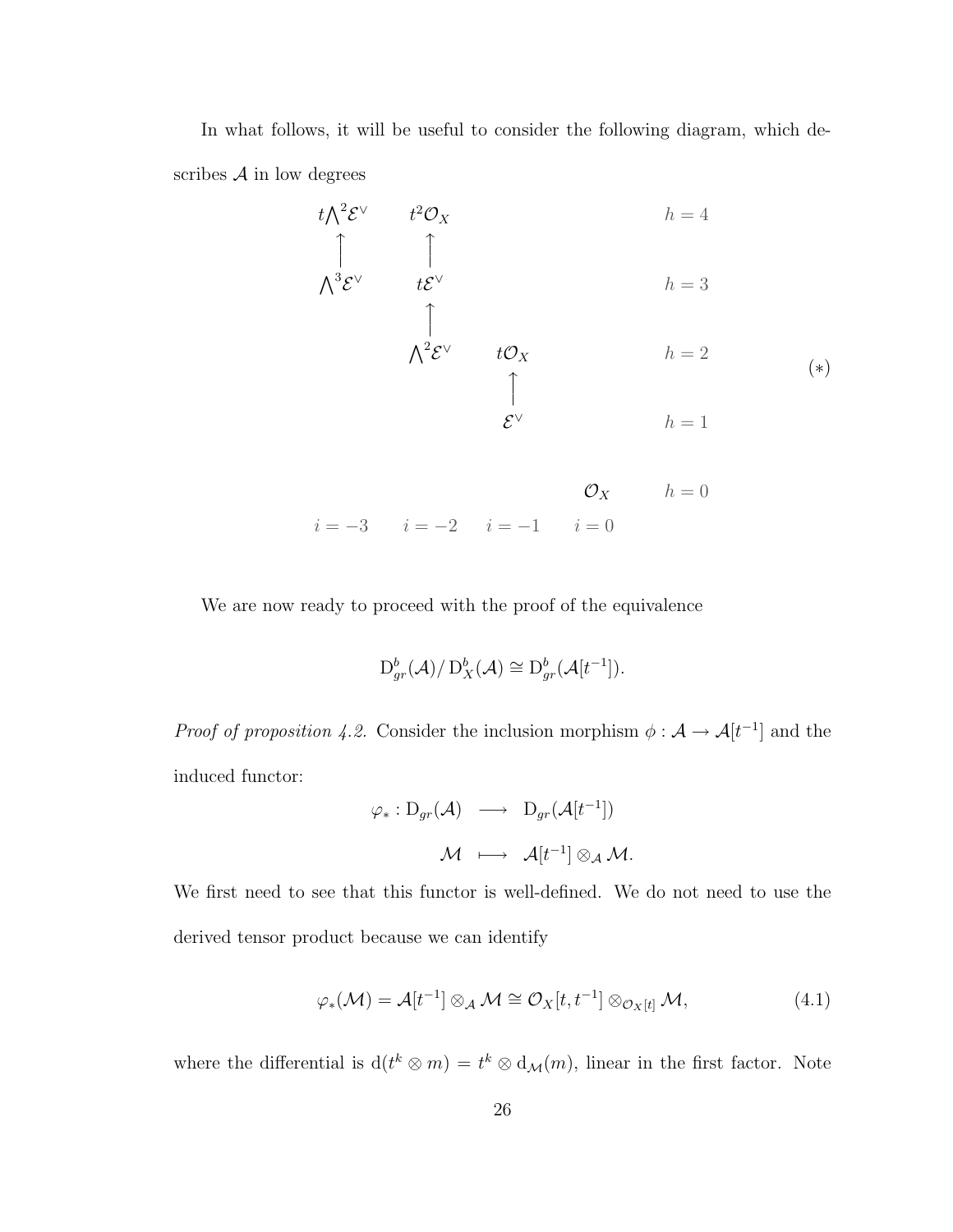In what follows, it will be useful to consider the following diagram, which describes $\mathcal{A}$ in low degrees

$$
\begin{array}{ccccccc}
t\bigwedge^2\mathcal{E}^\vee & & t^2\mathcal{O}_X & & & & h=4 \\
\uparrow & & \uparrow & & & & \\
\bigwedge^3\mathcal{E}^\vee & & t\mathcal{E}^\vee & & & & h=3 \\
& & \uparrow & & & & \\
& & \bigwedge^2\mathcal{E}^\vee & & t\mathcal{O}_X & & h=2 \\
& & & & \uparrow & & \\
& & & & \mathcal{E}^\vee & & h=1 \\
& & & & & & \\
& & & & & \mathcal{O}_X & h=0 \\
i=-3 & & i=-2 & & i=-1 & i=0 &
\end{array}
\qquad (*)
$$

We are now ready to proceed with the proof of the equivalence

$$\mathrm{D}^b_{gr}(\mathcal{A})/\,\mathrm{D}^b_X(\mathcal{A}) \cong \mathrm{D}^b_{gr}(\mathcal{A}[t^{-1}]).$$

*Proof of proposition 4.2.* Consider the inclusion morphism $\phi : \mathcal{A} \to \mathcal{A}[t^{-1}]$ and the induced functor:

$$
\begin{array}{rcl}
\varphi_* : \mathrm{D}_{gr}(\mathcal{A}) & \longrightarrow & \mathrm{D}_{gr}(\mathcal{A}[t^{-1}]) \\
\mathcal{M} & \longmapsto & \mathcal{A}[t^{-1}] \otimes_{\mathcal{A}} \mathcal{M}.
\end{array}
$$

We first need to see that this functor is well-defined. We do not need to use the derived tensor product because we can identify

$$\varphi_*(\mathcal{M}) = \mathcal{A}[t^{-1}] \otimes_{\mathcal{A}} \mathcal{M} \cong \mathcal{O}_X[t, t^{-1}] \otimes_{\mathcal{O}_X[t]} \mathcal{M}, \tag{4.1}$$

where the differential is $\mathrm{d}(t^k \otimes m) = t^k \otimes \mathrm{d}_{\mathcal{M}}(m)$, linear in the first factor. Note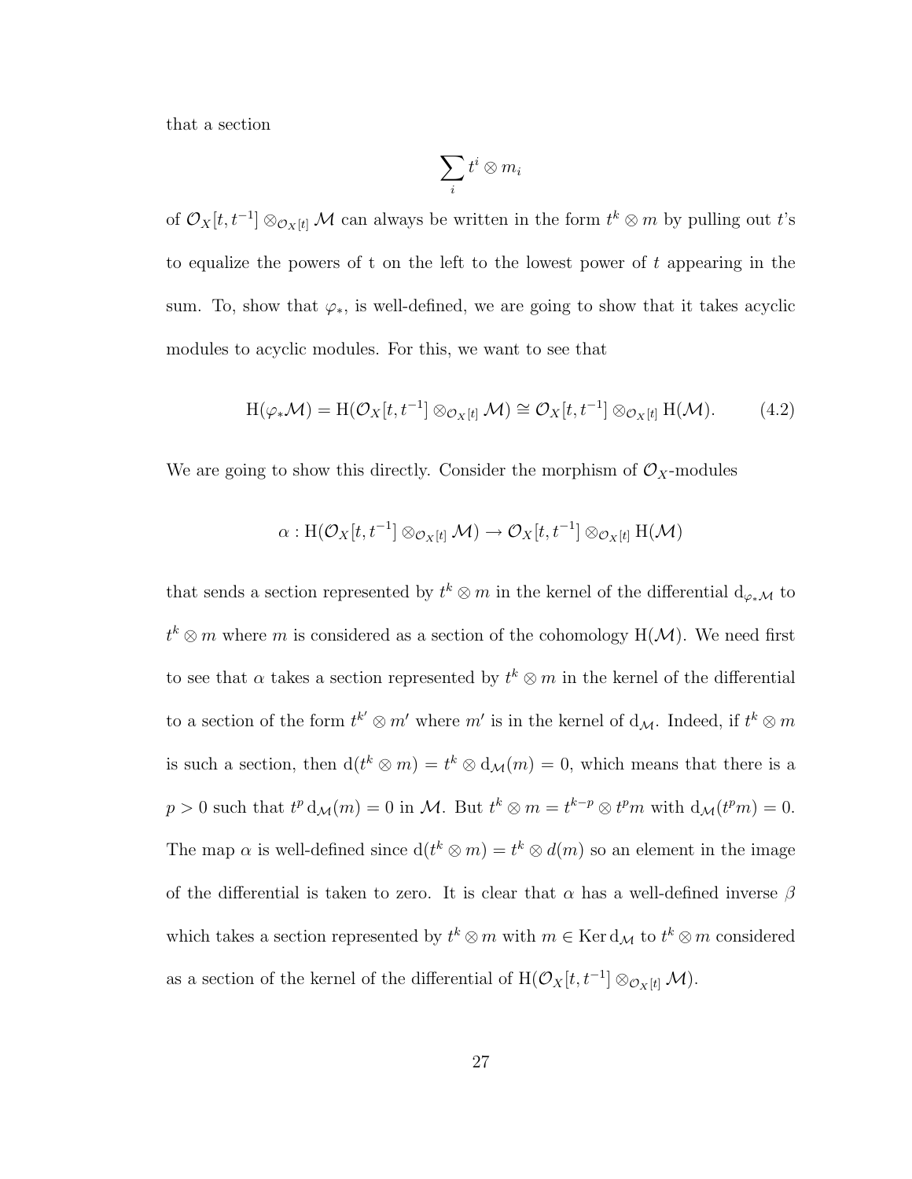that a section

$$\sum_i t^i \otimes m_i$$

of $\mathcal{O}_X[t,t^{-1}] \otimes_{\mathcal{O}_X[t]} \mathcal{M}$ can always be written in the form $t^k \otimes m$ by pulling out $t$'s to equalize the powers of t on the left to the lowest power of $t$ appearing in the sum. To, show that $\varphi_*$, is well-defined, we are going to show that it takes acyclic modules to acyclic modules. For this, we want to see that

$$\mathrm{H}(\varphi_* \mathcal{M}) = \mathrm{H}(\mathcal{O}_X[t,t^{-1}] \otimes_{\mathcal{O}_X[t]} \mathcal{M}) \cong \mathcal{O}_X[t,t^{-1}] \otimes_{\mathcal{O}_X[t]} \mathrm{H}(\mathcal{M}). \tag{4.2}$$

We are going to show this directly. Consider the morphism of $\mathcal{O}_X$-modules

$$\alpha : \mathrm{H}(\mathcal{O}_X[t,t^{-1}] \otimes_{\mathcal{O}_X[t]} \mathcal{M}) \to \mathcal{O}_X[t,t^{-1}] \otimes_{\mathcal{O}_X[t]} \mathrm{H}(\mathcal{M})$$

that sends a section represented by $t^k \otimes m$ in the kernel of the differential $\mathrm{d}_{\varphi_* \mathcal{M}}$ to $t^k \otimes m$ where $m$ is considered as a section of the cohomology $\mathrm{H}(\mathcal{M})$. We need first to see that $\alpha$ takes a section represented by $t^k \otimes m$ in the kernel of the differential to a section of the form $t^{k'} \otimes m'$ where $m'$ is in the kernel of $\mathrm{d}_{\mathcal{M}}$. Indeed, if $t^k \otimes m$ is such a section, then $\mathrm{d}(t^k \otimes m) = t^k \otimes \mathrm{d}_{\mathcal{M}}(m) = 0$, which means that there is a $p > 0$ such that $t^p \,\mathrm{d}_{\mathcal{M}}(m) = 0$ in $\mathcal{M}$. But $t^k \otimes m = t^{k-p} \otimes t^p m$ with $\mathrm{d}_{\mathcal{M}}(t^p m) = 0$. The map $\alpha$ is well-defined since $\mathrm{d}(t^k \otimes m) = t^k \otimes d(m)$ so an element in the image of the differential is taken to zero. It is clear that $\alpha$ has a well-defined inverse $\beta$ which takes a section represented by $t^k \otimes m$ with $m \in \operatorname{Ker} \mathrm{d}_{\mathcal{M}}$ to $t^k \otimes m$ considered as a section of the kernel of the differential of $\mathrm{H}(\mathcal{O}_X[t,t^{-1}] \otimes_{\mathcal{O}_X[t]} \mathcal{M})$.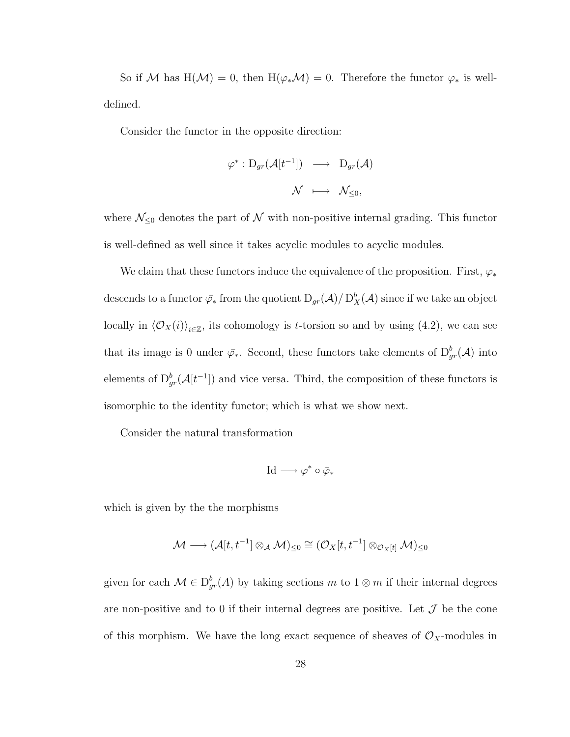So if $\mathcal{M}$ has $\mathrm{H}(\mathcal{M}) = 0$, then $\mathrm{H}(\varphi_* \mathcal{M}) = 0$. Therefore the functor $\varphi_*$ is well-defined.

Consider the functor in the opposite direction:

$$\begin{aligned} \varphi^* : \mathrm{D}_{gr}(\mathcal{A}[t^{-1}]) &\longrightarrow \mathrm{D}_{gr}(\mathcal{A}) \\ \mathcal{N} &\longmapsto \mathcal{N}_{\leq 0}, \end{aligned}$$

where $\mathcal{N}_{\leq 0}$ denotes the part of $\mathcal{N}$ with non-positive internal grading. This functor is well-defined as well since it takes acyclic modules to acyclic modules.

We claim that these functors induce the equivalence of the proposition. First, $\varphi_*$ descends to a functor $\bar{\varphi_*}$ from the quotient $\mathrm{D}_{gr}(\mathcal{A}) / \mathrm{D}^b_X(\mathcal{A})$ since if we take an object locally in $\langle \mathcal{O}_X(i) \rangle_{i \in \mathbb{Z}}$, its cohomology is $t$-torsion so and by using (4.2), we can see that its image is 0 under $\bar{\varphi_*}$. Second, these functors take elements of $\mathrm{D}^b_{gr}(\mathcal{A})$ into elements of $\mathrm{D}^b_{gr}(\mathcal{A}[t^{-1}])$ and vice versa. Third, the composition of these functors is isomorphic to the identity functor; which is what we show next.

Consider the natural transformation

$$\mathrm{Id} \longrightarrow \varphi^* \circ \bar{\varphi_*}$$

which is given by the the morphisms

$$\mathcal{M} \longrightarrow (\mathcal{A}[t, t^{-1}] \otimes_{\mathcal{A}} \mathcal{M})_{\leq 0} \cong (\mathcal{O}_X[t, t^{-1}] \otimes_{\mathcal{O}_X[t]} \mathcal{M})_{\leq 0}$$

given for each $\mathcal{M} \in \mathrm{D}^b_{gr}(A)$ by taking sections $m$ to $1 \otimes m$ if their internal degrees are non-positive and to 0 if their internal degrees are positive. Let $\mathcal{J}$ be the cone of this morphism. We have the long exact sequence of sheaves of $\mathcal{O}_X$-modules in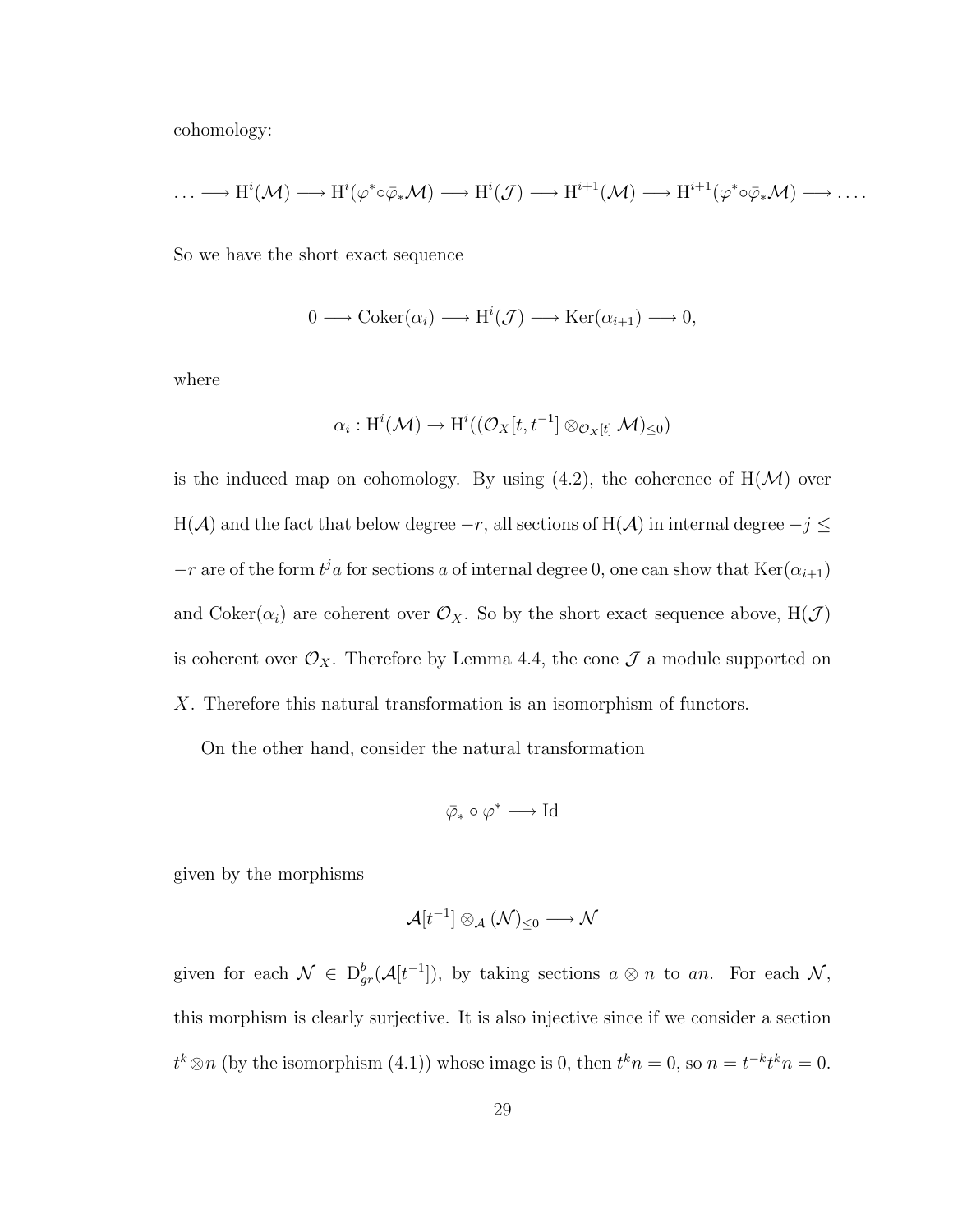cohomology:

$$\ldots \longrightarrow \mathrm{H}^i(\mathcal{M}) \longrightarrow \mathrm{H}^i(\varphi^* \circ \bar{\varphi}_* \mathcal{M}) \longrightarrow \mathrm{H}^i(\mathcal{J}) \longrightarrow \mathrm{H}^{i+1}(\mathcal{M}) \longrightarrow \mathrm{H}^{i+1}(\varphi^* \circ \bar{\varphi}_* \mathcal{M}) \longrightarrow \ldots.$$

So we have the short exact sequence

$$0 \longrightarrow \mathrm{Coker}(\alpha_i) \longrightarrow \mathrm{H}^i(\mathcal{J}) \longrightarrow \mathrm{Ker}(\alpha_{i+1}) \longrightarrow 0,$$

where

$$\alpha_i : \mathrm{H}^i(\mathcal{M}) \to \mathrm{H}^i((\mathcal{O}_X[t, t^{-1}] \otimes_{\mathcal{O}_X[t]} \mathcal{M})_{\leq 0})$$

is the induced map on cohomology. By using (4.2), the coherence of $\mathrm{H}(\mathcal{M})$ over $\mathrm{H}(\mathcal{A})$ and the fact that below degree $-r$, all sections of $\mathrm{H}(\mathcal{A})$ in internal degree $-j \leq -r$ are of the form $t^j a$ for sections $a$ of internal degree 0, one can show that $\mathrm{Ker}(\alpha_{i+1})$ and $\mathrm{Coker}(\alpha_i)$ are coherent over $\mathcal{O}_X$. So by the short exact sequence above, $\mathrm{H}(\mathcal{J})$ is coherent over $\mathcal{O}_X$. Therefore by Lemma 4.4, the cone $\mathcal{J}$ a module supported on $X$. Therefore this natural transformation is an isomorphism of functors.

On the other hand, consider the natural transformation

$$\bar{\varphi}_* \circ \varphi^* \longrightarrow \mathrm{Id}$$

given by the morphisms

$$\mathcal{A}[t^{-1}] \otimes_{\mathcal{A}} (\mathcal{N})_{\leq 0} \longrightarrow \mathcal{N}$$

given for each $\mathcal{N} \in \mathrm{D}^b_{gr}(\mathcal{A}[t^{-1}])$, by taking sections $a \otimes n$ to $an$. For each $\mathcal{N}$, this morphism is clearly surjective. It is also injective since if we consider a section $t^k \otimes n$ (by the isomorphism (4.1)) whose image is 0, then $t^k n = 0$, so $n = t^{-k} t^k n = 0$.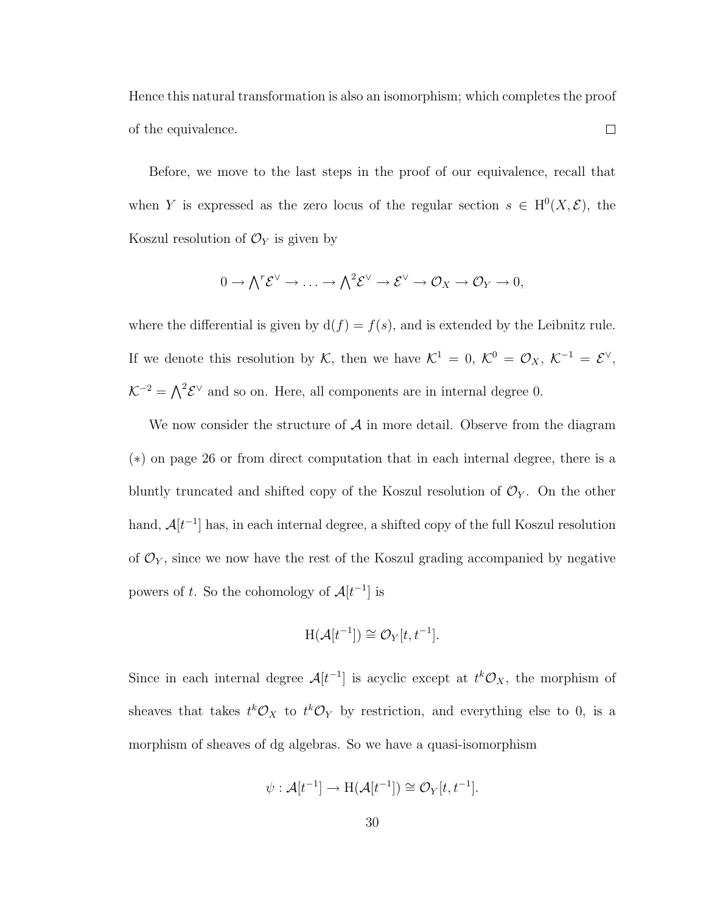Hence this natural transformation is also an isomorphism; which completes the proof of the equivalence. □

Before, we move to the last steps in the proof of our equivalence, recall that when $Y$ is expressed as the zero locus of the regular section $s \in \mathrm{H}^0(X, \mathcal{E})$, the Koszul resolution of $\mathcal{O}_Y$ is given by

$$0 \to \bigwedge^r \mathcal{E}^\vee \to \ldots \to \bigwedge^2 \mathcal{E}^\vee \to \mathcal{E}^\vee \to \mathcal{O}_X \to \mathcal{O}_Y \to 0,$$

where the differential is given by $\mathrm{d}(f) = f(s)$, and is extended by the Leibnitz rule. If we denote this resolution by $\mathcal{K}$, then we have $\mathcal{K}^1 = 0$, $\mathcal{K}^0 = \mathcal{O}_X$, $\mathcal{K}^{-1} = \mathcal{E}^\vee$, $\mathcal{K}^{-2} = \bigwedge^2 \mathcal{E}^\vee$ and so on. Here, all components are in internal degree 0.

We now consider the structure of $\mathcal{A}$ in more detail. Observe from the diagram $(*)$ on page 26 or from direct computation that in each internal degree, there is a bluntly truncated and shifted copy of the Koszul resolution of $\mathcal{O}_Y$. On the other hand, $\mathcal{A}[t^{-1}]$ has, in each internal degree, a shifted copy of the full Koszul resolution of $\mathcal{O}_Y$, since we now have the rest of the Koszul grading accompanied by negative powers of $t$. So the cohomology of $\mathcal{A}[t^{-1}]$ is

$$\mathrm{H}(\mathcal{A}[t^{-1}]) \cong \mathcal{O}_Y[t, t^{-1}].$$

Since in each internal degree $\mathcal{A}[t^{-1}]$ is acyclic except at $t^k \mathcal{O}_X$, the morphism of sheaves that takes $t^k \mathcal{O}_X$ to $t^k \mathcal{O}_Y$ by restriction, and everything else to 0, is a morphism of sheaves of dg algebras. So we have a quasi-isomorphism

$$\psi : \mathcal{A}[t^{-1}] \to \mathrm{H}(\mathcal{A}[t^{-1}]) \cong \mathcal{O}_Y[t, t^{-1}].$$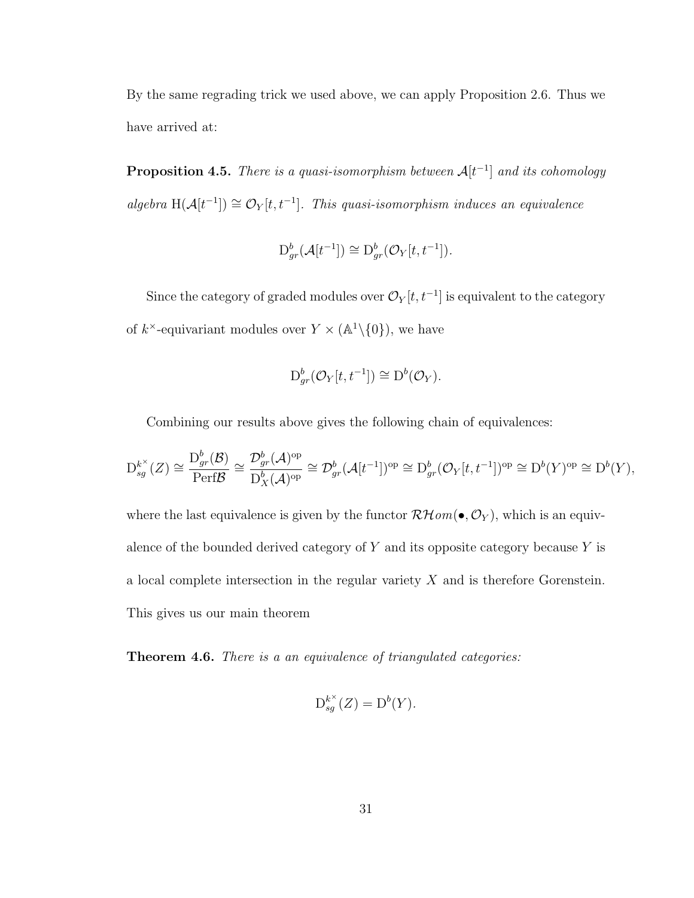By the same regrading trick we used above, we can apply Proposition 2.6. Thus we have arrived at:

**Proposition 4.5.** *There is a quasi-isomorphism between $\mathcal{A}[t^{-1}]$ and its cohomology algebra $\mathrm{H}(\mathcal{A}[t^{-1}]) \cong \mathcal{O}_Y[t, t^{-1}]$. This quasi-isomorphism induces an equivalence*

$$\mathrm{D}^b_{gr}(\mathcal{A}[t^{-1}]) \cong \mathrm{D}^b_{gr}(\mathcal{O}_Y[t, t^{-1}]).$$

Since the category of graded modules over $\mathcal{O}_Y[t, t^{-1}]$ is equivalent to the category of $k^\times$-equivariant modules over $Y \times (\mathbb{A}^1 \backslash \{0\})$, we have

$$\mathrm{D}^b_{gr}(\mathcal{O}_Y[t, t^{-1}]) \cong \mathrm{D}^b(\mathcal{O}_Y).$$

Combining our results above gives the following chain of equivalences:

$$\mathrm{D}^{k^\times}_{sg}(Z) \cong \frac{\mathrm{D}^b_{gr}(\mathcal{B})}{\mathrm{Perf}\mathcal{B}} \cong \frac{\mathcal{D}^b_{gr}(\mathcal{A})^{\mathrm{op}}}{\mathrm{D}^b_X(\mathcal{A})^{\mathrm{op}}} \cong \mathcal{D}^b_{gr}(\mathcal{A}[t^{-1}])^{\mathrm{op}} \cong \mathrm{D}^b_{gr}(\mathcal{O}_Y[t, t^{-1}])^{\mathrm{op}} \cong \mathrm{D}^b(Y)^{\mathrm{op}} \cong \mathrm{D}^b(Y),$$

where the last equivalence is given by the functor $\mathcal{RH}om(\bullet, \mathcal{O}_Y)$, which is an equivalence of the bounded derived category of $Y$ and its opposite category because $Y$ is a local complete intersection in the regular variety $X$ and is therefore Gorenstein. This gives us our main theorem

**Theorem 4.6.** *There is a an equivalence of triangulated categories:*

$$\mathrm{D}^{k^\times}_{sg}(Z) = \mathrm{D}^b(Y).$$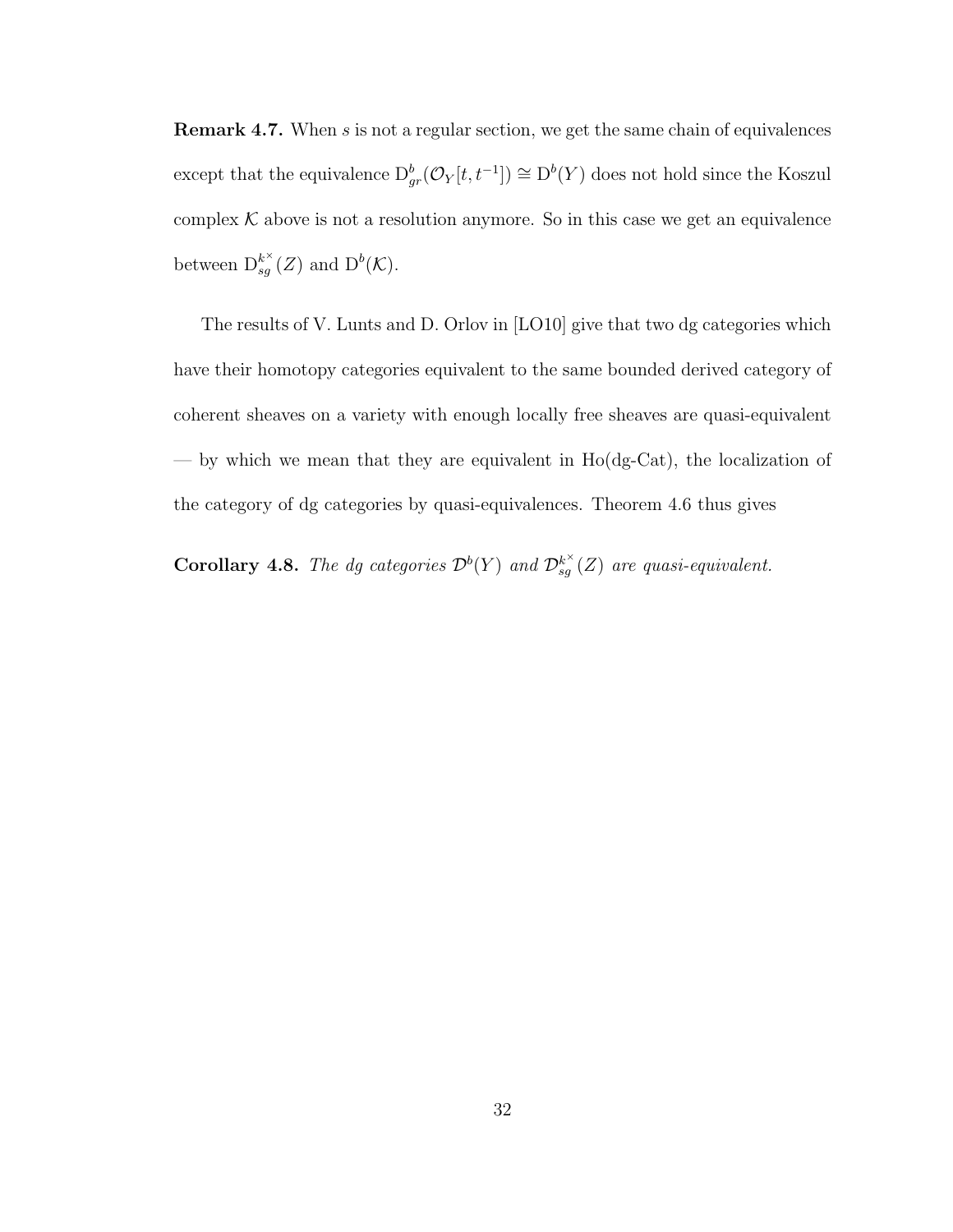**Remark 4.7.** When $s$ is not a regular section, we get the same chain of equivalences except that the equivalence $\mathrm{D}^b_{gr}(\mathcal{O}_Y[t, t^{-1}]) \cong \mathrm{D}^b(Y)$ does not hold since the Koszul complex $\mathcal{K}$ above is not a resolution anymore. So in this case we get an equivalence between $\mathrm{D}^{k^\times}_{sg}(Z)$ and $\mathrm{D}^b(\mathcal{K})$.

The results of V. Lunts and D. Orlov in [LO10] give that two dg categories which have their homotopy categories equivalent to the same bounded derived category of coherent sheaves on a variety with enough locally free sheaves are quasi-equivalent — by which we mean that they are equivalent in Ho(dg-Cat), the localization of the category of dg categories by quasi-equivalences. Theorem 4.6 thus gives

**Corollary 4.8.** *The dg categories $\mathcal{D}^b(Y)$ and $\mathcal{D}^{k^\times}_{sg}(Z)$ are quasi-equivalent.*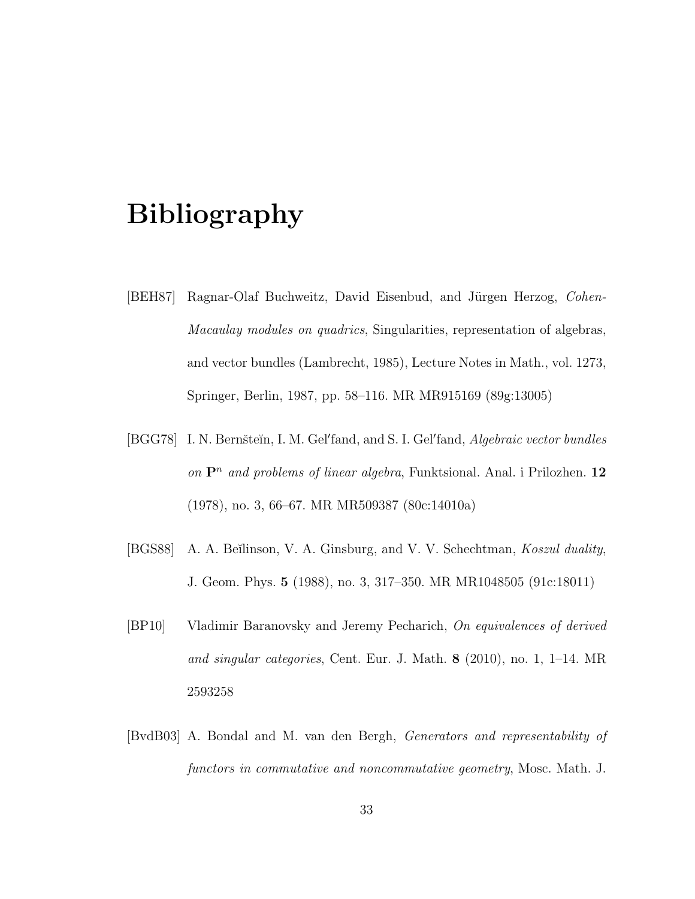# Bibliography

[BEH87] Ragnar-Olaf Buchweitz, David Eisenbud, and Jürgen Herzog, *Cohen-Macaulay modules on quadrics*, Singularities, representation of algebras, and vector bundles (Lambrecht, 1985), Lecture Notes in Math., vol. 1273, Springer, Berlin, 1987, pp. 58–116. MR MR915169 (89g:13005)

[BGG78] I. N. Bernšteĭn, I. M. Gel′fand, and S. I. Gel′fand, *Algebraic vector bundles on* $\mathbf{P}^n$ *and problems of linear algebra*, Funktsional. Anal. i Prilozhen. **12** (1978), no. 3, 66–67. MR MR509387 (80c:14010a)

[BGS88] A. A. Beĭlinson, V. A. Ginsburg, and V. V. Schechtman, *Koszul duality*, J. Geom. Phys. **5** (1988), no. 3, 317–350. MR MR1048505 (91c:18011)

[BP10] Vladimir Baranovsky and Jeremy Pecharich, *On equivalences of derived and singular categories*, Cent. Eur. J. Math. **8** (2010), no. 1, 1–14. MR 2593258

[BvdB03] A. Bondal and M. van den Bergh, *Generators and representability of functors in commutative and noncommutative geometry*, Mosc. Math. J.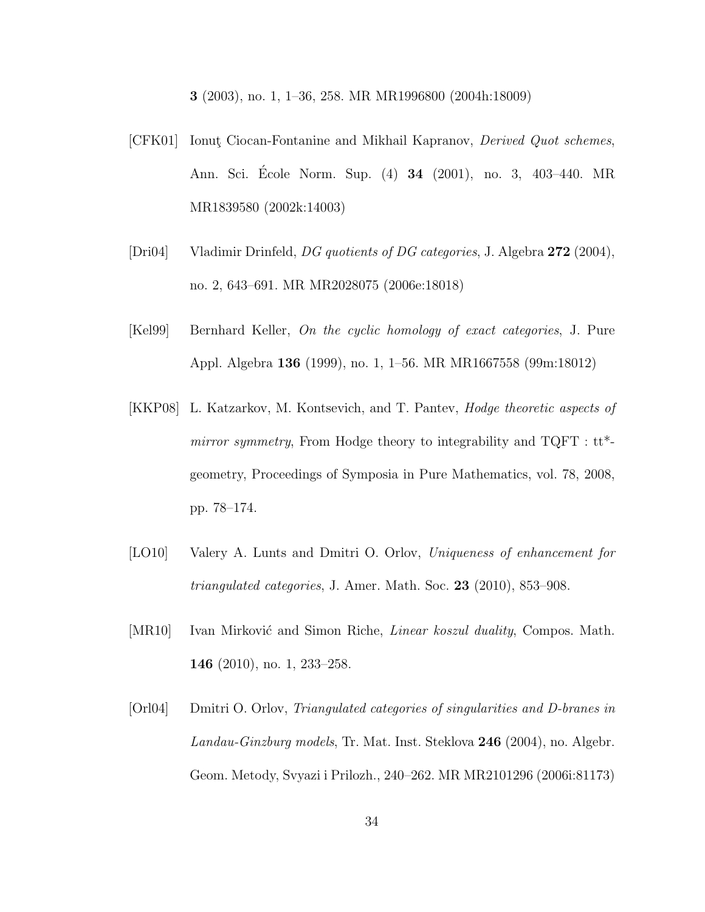**3** (2003), no. 1, 1–36, 258. MR MR1996800 (2004h:18009)

[CFK01] Ionuţ Ciocan-Fontanine and Mikhail Kapranov, *Derived Quot schemes*, Ann. Sci. École Norm. Sup. (4) **34** (2001), no. 3, 403–440. MR MR1839580 (2002k:14003)

[Dri04] Vladimir Drinfeld, *DG quotients of DG categories*, J. Algebra **272** (2004), no. 2, 643–691. MR MR2028075 (2006e:18018)

[Kel99] Bernhard Keller, *On the cyclic homology of exact categories*, J. Pure Appl. Algebra **136** (1999), no. 1, 1–56. MR MR1667558 (99m:18012)

[KKP08] L. Katzarkov, M. Kontsevich, and T. Pantev, *Hodge theoretic aspects of mirror symmetry*, From Hodge theory to integrability and TQFT : tt*-geometry, Proceedings of Symposia in Pure Mathematics, vol. 78, 2008, pp. 78–174.

[LO10] Valery A. Lunts and Dmitri O. Orlov, *Uniqueness of enhancement for triangulated categories*, J. Amer. Math. Soc. **23** (2010), 853–908.

[MR10] Ivan Mirković and Simon Riche, *Linear koszul duality*, Compos. Math. **146** (2010), no. 1, 233–258.

[Orl04] Dmitri O. Orlov, *Triangulated categories of singularities and D-branes in Landau-Ginzburg models*, Tr. Mat. Inst. Steklova **246** (2004), no. Algebr. Geom. Metody, Svyazi i Prilozh., 240–262. MR MR2101296 (2006i:81173)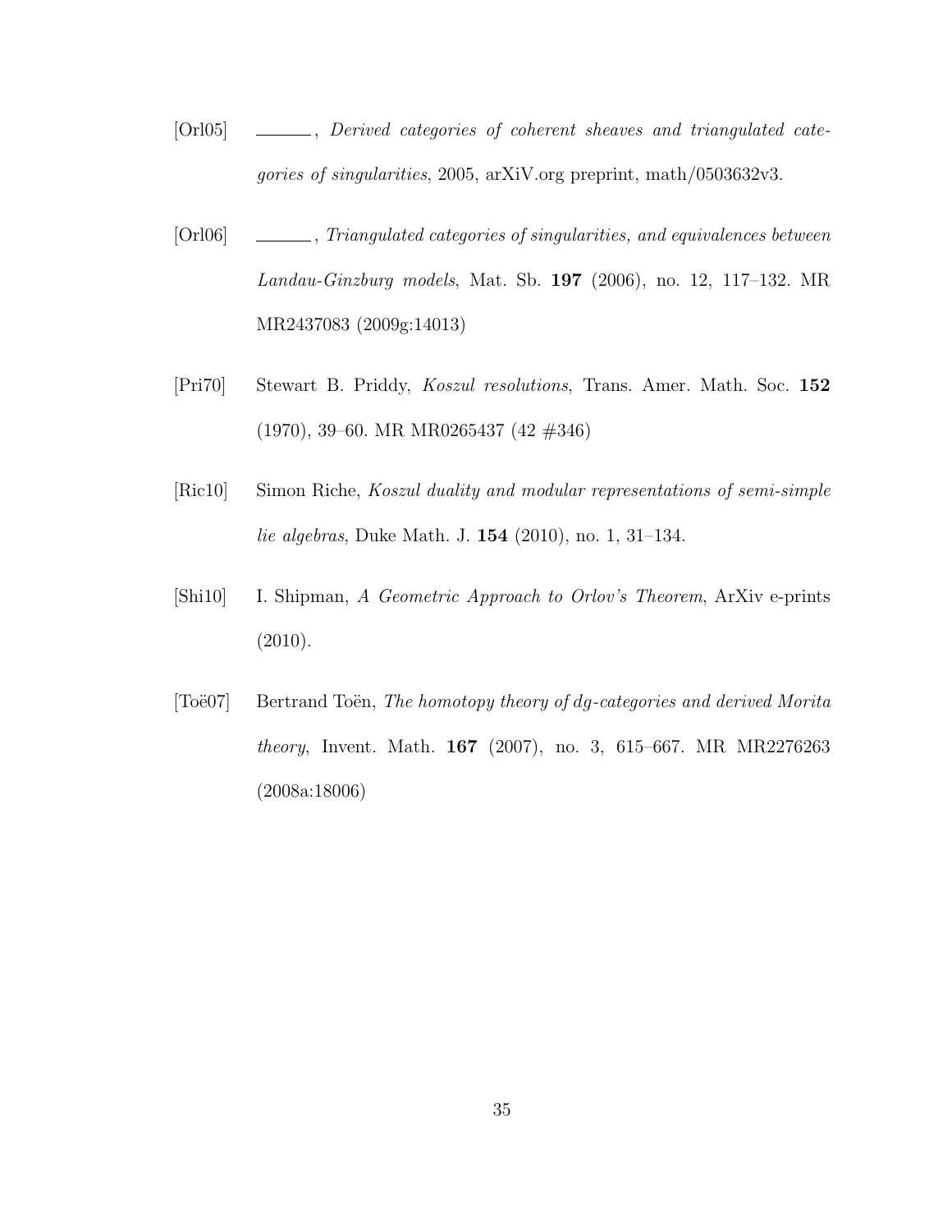[Orl05] ______, *Derived categories of coherent sheaves and triangulated categories of singularities*, 2005, arXiV.org preprint, math/0503632v3.

[Orl06] ______, *Triangulated categories of singularities, and equivalences between Landau-Ginzburg models*, Mat. Sb. **197** (2006), no. 12, 117–132. MR MR2437083 (2009g:14013)

[Pri70] Stewart B. Priddy, *Koszul resolutions*, Trans. Amer. Math. Soc. **152** (1970), 39–60. MR MR0265437 (42 #346)

[Ric10] Simon Riche, *Koszul duality and modular representations of semi-simple lie algebras*, Duke Math. J. **154** (2010), no. 1, 31–134.

[Shi10] I. Shipman, *A Geometric Approach to Orlov's Theorem*, ArXiv e-prints (2010).

[Toë07] Bertrand Toën, *The homotopy theory of dg-categories and derived Morita theory*, Invent. Math. **167** (2007), no. 3, 615–667. MR MR2276263 (2008a:18006)